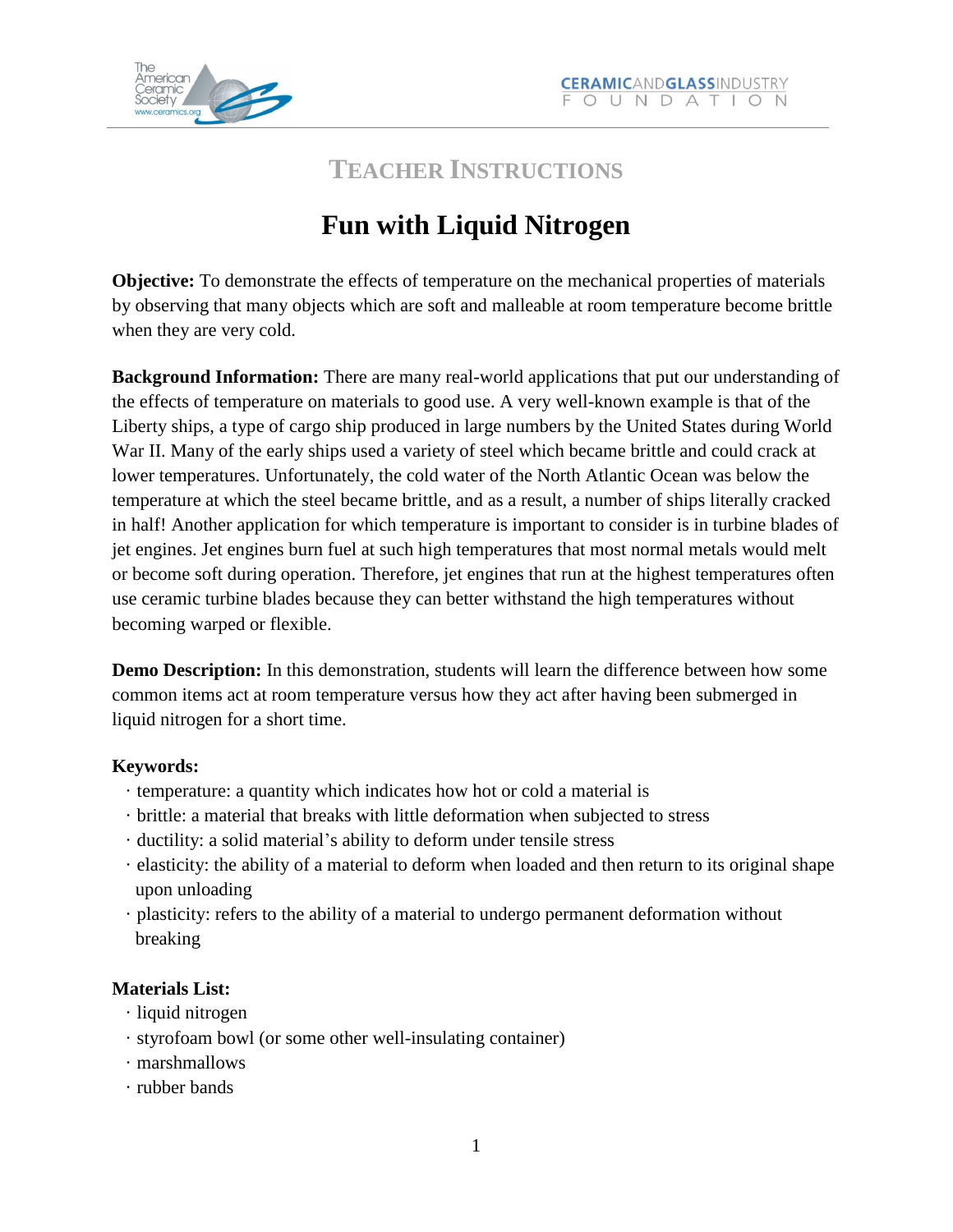## TEACHER INSTRUCTIONS

# Fun with Liquid Nitrogen

**Objective:** To demonstrate the effects of temperature on the mechanical properties of materials by observing that many objects which are soft and malleable at room temperature become brittle when they are very cold.

**Background Information:** There are many real-world applications that put our understanding of the effects of temperature on materials to good use. A very well-known example is that of the Liberty ships, a type of cargo ship produced in large numbers by the United States during World War II. Many of the early ships used a variety of steel which became brittle and could crack at lower temperatures. Unfortunately, the cold water of the North Atlantic Ocean was below the temperature at which the steel became brittle, and as a result, a number of ships literally cracked in half! Another application for which temperature is important to consider is in turbine blades of jet engines. Jet engines burn fuel at such high temperatures that most normal metals would melt or become soft during operation. Therefore, jet engines that run at the highest temperatures often use ceramic turbine blades because they can better withstand the high temperatures without becoming warped or flexible.

**Demo Description:** In this demonstration, students will learn the difference between how some common items act at room temperature versus how they act after having been submerged in liquid nitrogen for a short time.

**Keywords:**

- temperature: a quantity which indicates how hot or cold a material is
- brittle: a material that breaks with little deformation when subjected to stress
- ductility: a solid material's ability to deform under tensile stress
- elasticity: the ability of a material to deform when loaded and then return to its original shape upon unloading
- plasticity: refers to the ability of a material to undergo permanent deformation without breaking

**Materials List:**

- liquid nitrogen
- styrofoam bowl (or some other well-insulating container)
- marshmallows
- rubber bands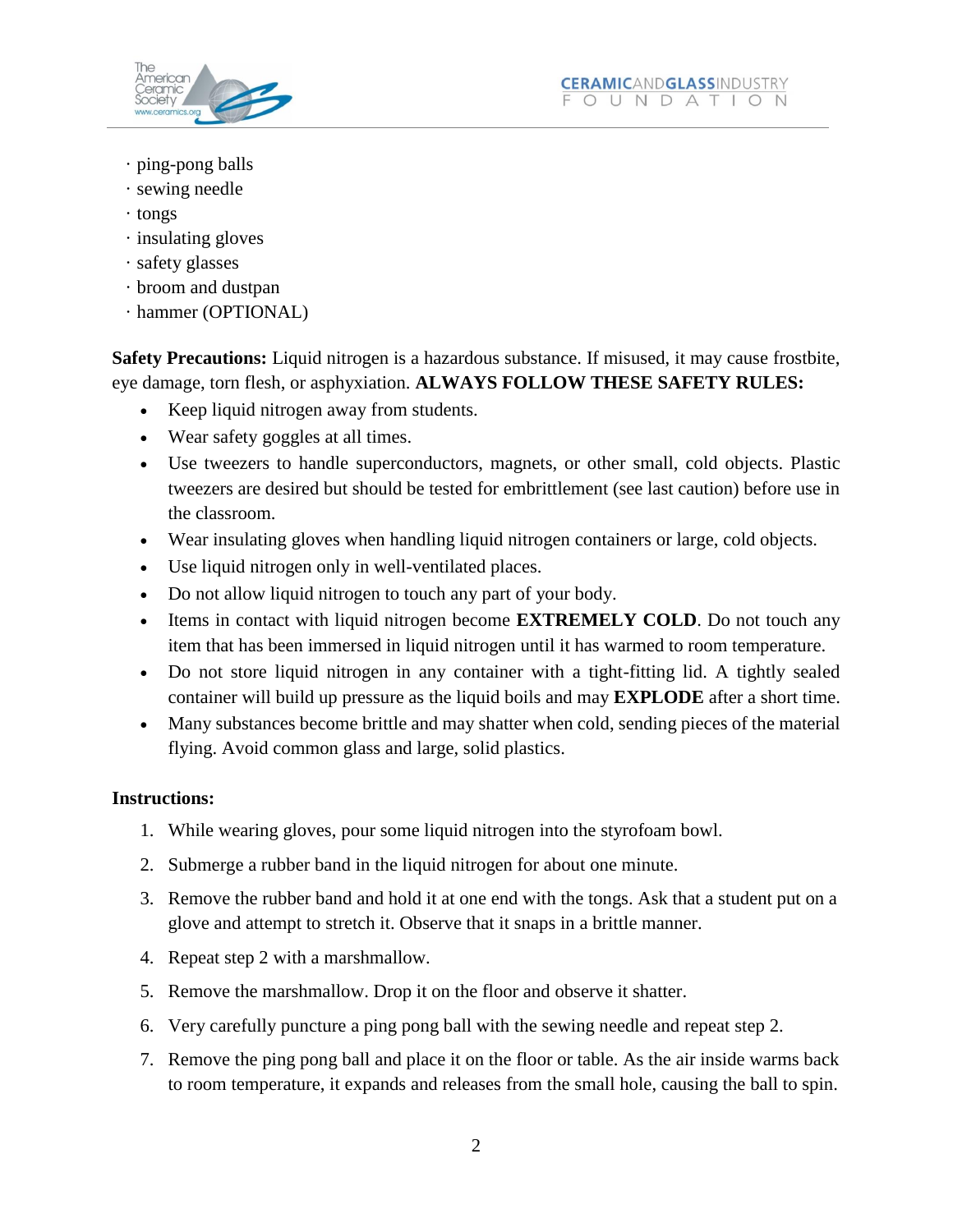- ping-pong balls
- sewing needle
- tongs
- insulating gloves
- safety glasses
- broom and dustpan
- hammer (OPTIONAL)

**Safety Precautions:** Liquid nitrogen is a hazardous substance. If misused, it may cause frostbite, eye damage, torn flesh, or asphyxiation. **ALWAYS FOLLOW THESE SAFETY RULES:**

- Keep liquid nitrogen away from students.
- Wear safety goggles at all times.
- Use tweezers to handle superconductors, magnets, or other small, cold objects. Plastic tweezers are desired but should be tested for embrittlement (see last caution) before use in the classroom.
- Wear insulating gloves when handling liquid nitrogen containers or large, cold objects.
- Use liquid nitrogen only in well-ventilated places.
- Do not allow liquid nitrogen to touch any part of your body.
- Items in contact with liquid nitrogen become **EXTREMELY COLD**. Do not touch any item that has been immersed in liquid nitrogen until it has warmed to room temperature.
- Do not store liquid nitrogen in any container with a tight-fitting lid. A tightly sealed container will build up pressure as the liquid boils and may **EXPLODE** after a short time.
- Many substances become brittle and may shatter when cold, sending pieces of the material flying. Avoid common glass and large, solid plastics.

**Instructions:**

1. While wearing gloves, pour some liquid nitrogen into the styrofoam bowl.
2. Submerge a rubber band in the liquid nitrogen for about one minute.
3. Remove the rubber band and hold it at one end with the tongs. Ask that a student put on a glove and attempt to stretch it. Observe that it snaps in a brittle manner.
4. Repeat step 2 with a marshmallow.
5. Remove the marshmallow. Drop it on the floor and observe it shatter.
6. Very carefully puncture a ping pong ball with the sewing needle and repeat step 2.
7. Remove the ping pong ball and place it on the floor or table. As the air inside warms back to room temperature, it expands and releases from the small hole, causing the ball to spin.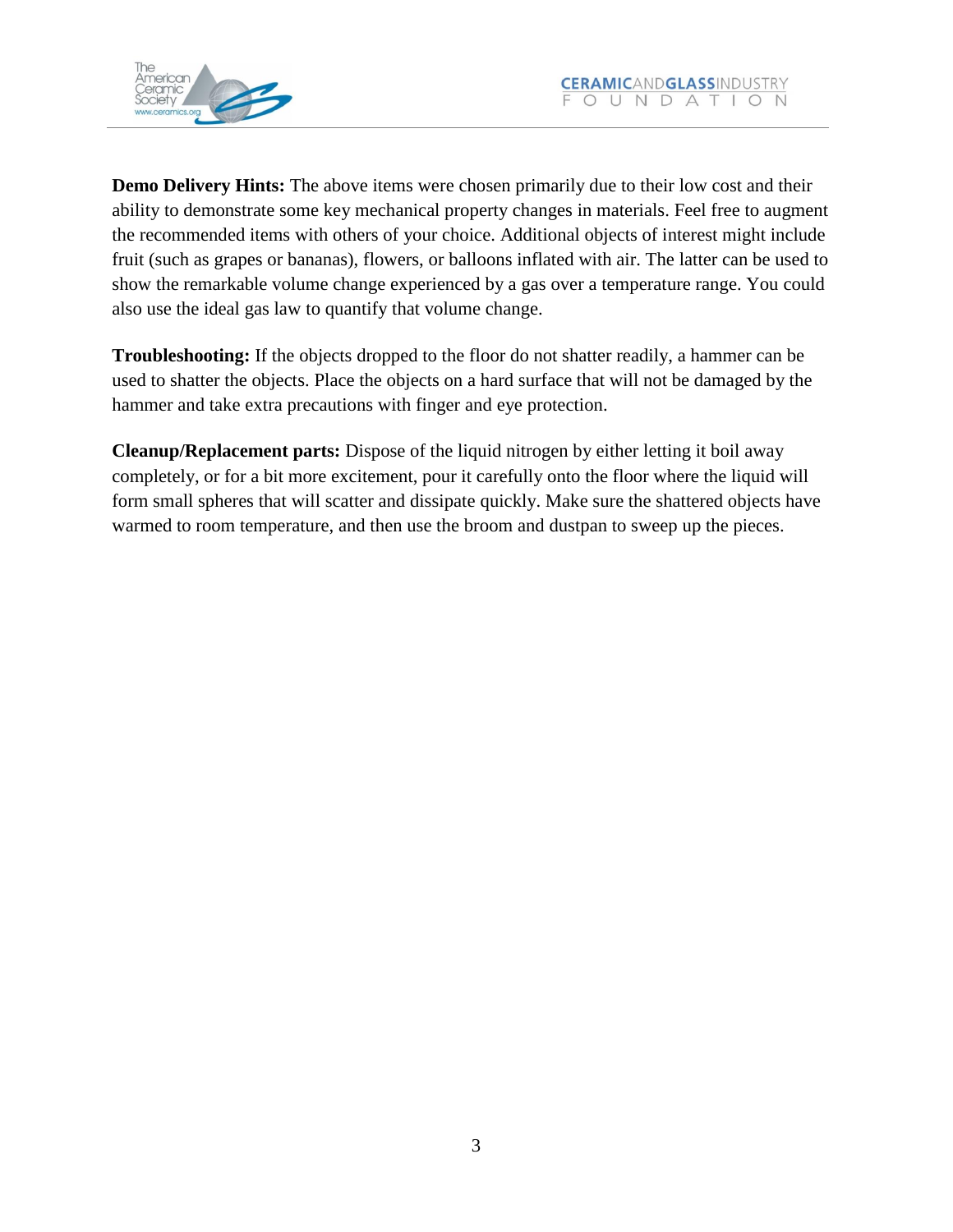**Demo Delivery Hints:** The above items were chosen primarily due to their low cost and their ability to demonstrate some key mechanical property changes in materials. Feel free to augment the recommended items with others of your choice. Additional objects of interest might include fruit (such as grapes or bananas), flowers, or balloons inflated with air. The latter can be used to show the remarkable volume change experienced by a gas over a temperature range. You could also use the ideal gas law to quantify that volume change.

**Troubleshooting:** If the objects dropped to the floor do not shatter readily, a hammer can be used to shatter the objects. Place the objects on a hard surface that will not be damaged by the hammer and take extra precautions with finger and eye protection.

**Cleanup/Replacement parts:** Dispose of the liquid nitrogen by either letting it boil away completely, or for a bit more excitement, pour it carefully onto the floor where the liquid will form small spheres that will scatter and dissipate quickly. Make sure the shattered objects have warmed to room temperature, and then use the broom and dustpan to sweep up the pieces.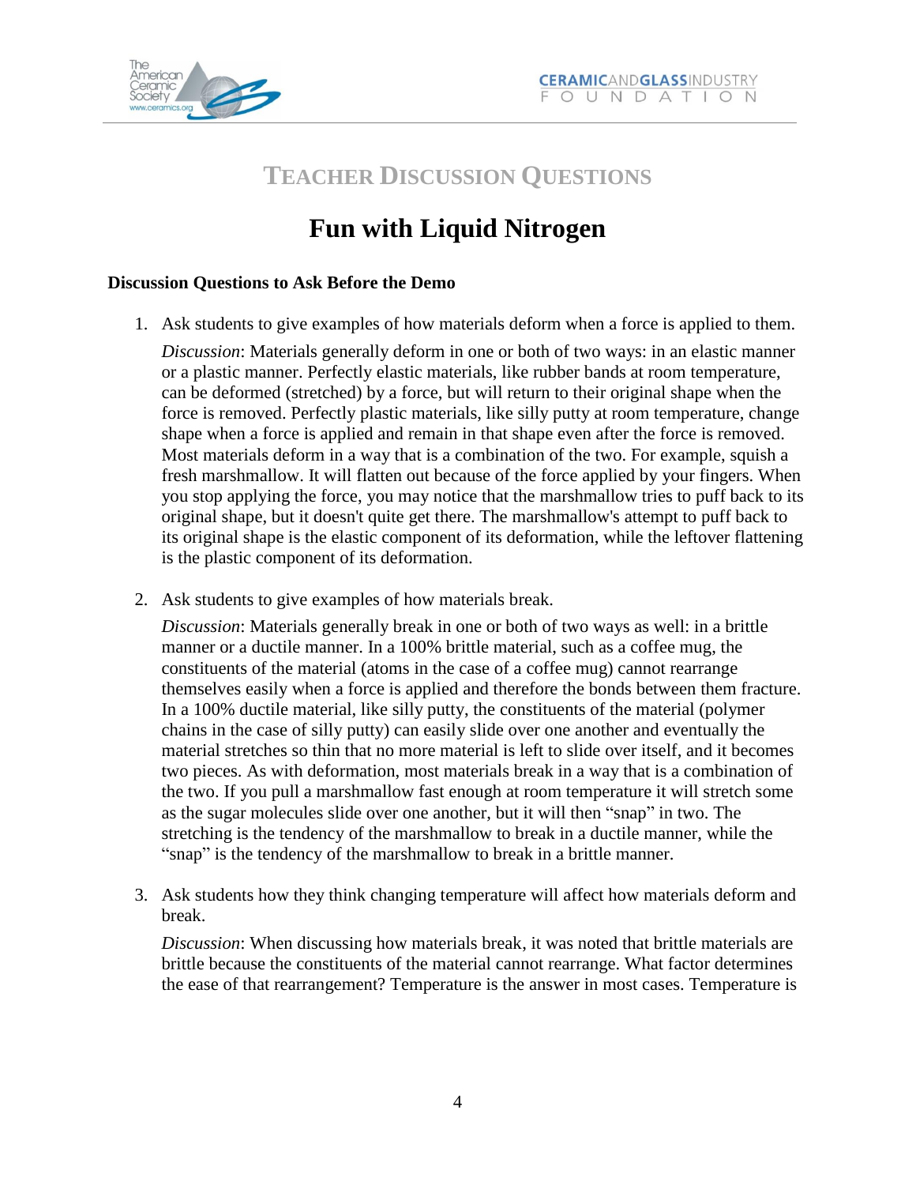# Teacher Discussion Questions

## Fun with Liquid Nitrogen

### Discussion Questions to Ask Before the Demo

1. Ask students to give examples of how materials deform when a force is applied to them.

   *Discussion*: Materials generally deform in one or both of two ways: in an elastic manner or a plastic manner. Perfectly elastic materials, like rubber bands at room temperature, can be deformed (stretched) by a force, but will return to their original shape when the force is removed. Perfectly plastic materials, like silly putty at room temperature, change shape when a force is applied and remain in that shape even after the force is removed. Most materials deform in a way that is a combination of the two. For example, squish a fresh marshmallow. It will flatten out because of the force applied by your fingers. When you stop applying the force, you may notice that the marshmallow tries to puff back to its original shape, but it doesn't quite get there. The marshmallow's attempt to puff back to its original shape is the elastic component of its deformation, while the leftover flattening is the plastic component of its deformation.

2. Ask students to give examples of how materials break.

   *Discussion*: Materials generally break in one or both of two ways as well: in a brittle manner or a ductile manner. In a 100% brittle material, such as a coffee mug, the constituents of the material (atoms in the case of a coffee mug) cannot rearrange themselves easily when a force is applied and therefore the bonds between them fracture. In a 100% ductile material, like silly putty, the constituents of the material (polymer chains in the case of silly putty) can easily slide over one another and eventually the material stretches so thin that no more material is left to slide over itself, and it becomes two pieces. As with deformation, most materials break in a way that is a combination of the two. If you pull a marshmallow fast enough at room temperature it will stretch some as the sugar molecules slide over one another, but it will then "snap" in two. The stretching is the tendency of the marshmallow to break in a ductile manner, while the "snap" is the tendency of the marshmallow to break in a brittle manner.

3. Ask students how they think changing temperature will affect how materials deform and break.

   *Discussion*: When discussing how materials break, it was noted that brittle materials are brittle because the constituents of the material cannot rearrange. What factor determines the ease of that rearrangement? Temperature is the answer in most cases. Temperature is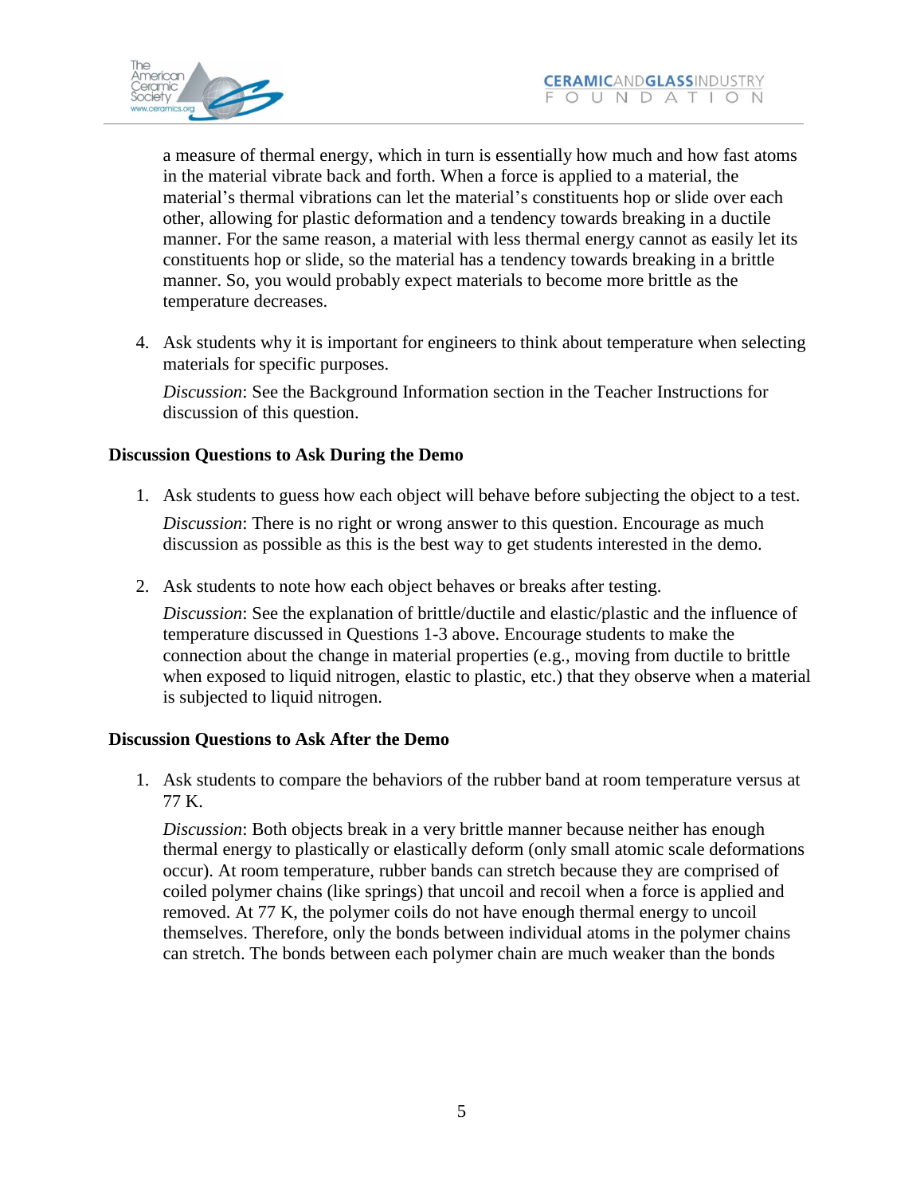a measure of thermal energy, which in turn is essentially how much and how fast atoms in the material vibrate back and forth. When a force is applied to a material, the material's thermal vibrations can let the material's constituents hop or slide over each other, allowing for plastic deformation and a tendency towards breaking in a ductile manner. For the same reason, a material with less thermal energy cannot as easily let its constituents hop or slide, so the material has a tendency towards breaking in a brittle manner. So, you would probably expect materials to become more brittle as the temperature decreases.

4. Ask students why it is important for engineers to think about temperature when selecting materials for specific purposes.

   *Discussion*: See the Background Information section in the Teacher Instructions for discussion of this question.

**Discussion Questions to Ask During the Demo**

1. Ask students to guess how each object will behave before subjecting the object to a test.

   *Discussion*: There is no right or wrong answer to this question. Encourage as much discussion as possible as this is the best way to get students interested in the demo.

2. Ask students to note how each object behaves or breaks after testing.

   *Discussion*: See the explanation of brittle/ductile and elastic/plastic and the influence of temperature discussed in Questions 1-3 above. Encourage students to make the connection about the change in material properties (e.g., moving from ductile to brittle when exposed to liquid nitrogen, elastic to plastic, etc.) that they observe when a material is subjected to liquid nitrogen.

**Discussion Questions to Ask After the Demo**

1. Ask students to compare the behaviors of the rubber band at room temperature versus at 77 K.

   *Discussion*: Both objects break in a very brittle manner because neither has enough thermal energy to plastically or elastically deform (only small atomic scale deformations occur). At room temperature, rubber bands can stretch because they are comprised of coiled polymer chains (like springs) that uncoil and recoil when a force is applied and removed. At 77 K, the polymer coils do not have enough thermal energy to uncoil themselves. Therefore, only the bonds between individual atoms in the polymer chains can stretch. The bonds between each polymer chain are much weaker than the bonds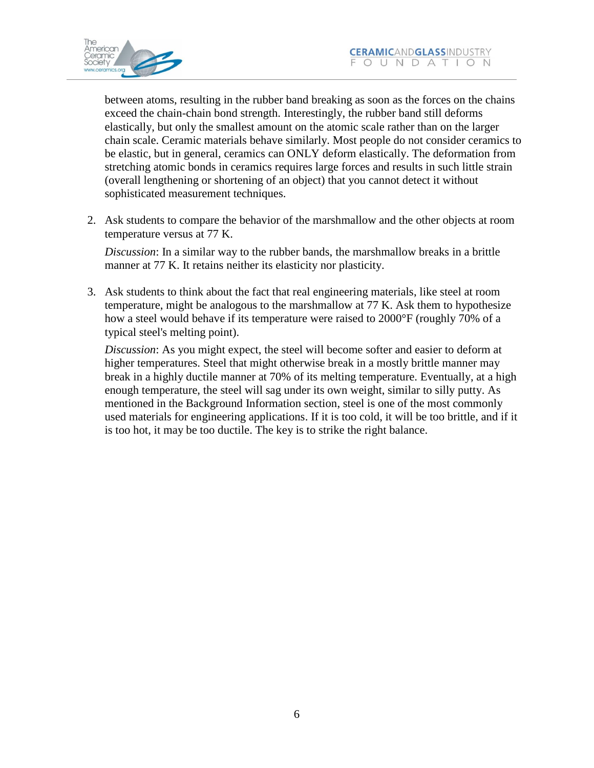between atoms, resulting in the rubber band breaking as soon as the forces on the chains exceed the chain-chain bond strength. Interestingly, the rubber band still deforms elastically, but only the smallest amount on the atomic scale rather than on the larger chain scale. Ceramic materials behave similarly. Most people do not consider ceramics to be elastic, but in general, ceramics can ONLY deform elastically. The deformation from stretching atomic bonds in ceramics requires large forces and results in such little strain (overall lengthening or shortening of an object) that you cannot detect it without sophisticated measurement techniques.

2. Ask students to compare the behavior of the marshmallow and the other objects at room temperature versus at 77 K.

   *Discussion*: In a similar way to the rubber bands, the marshmallow breaks in a brittle manner at 77 K. It retains neither its elasticity nor plasticity.

3. Ask students to think about the fact that real engineering materials, like steel at room temperature, might be analogous to the marshmallow at 77 K. Ask them to hypothesize how a steel would behave if its temperature were raised to 2000°F (roughly 70% of a typical steel's melting point).

   *Discussion*: As you might expect, the steel will become softer and easier to deform at higher temperatures. Steel that might otherwise break in a mostly brittle manner may break in a highly ductile manner at 70% of its melting temperature. Eventually, at a high enough temperature, the steel will sag under its own weight, similar to silly putty. As mentioned in the Background Information section, steel is one of the most commonly used materials for engineering applications. If it is too cold, it will be too brittle, and if it is too hot, it may be too ductile. The key is to strike the right balance.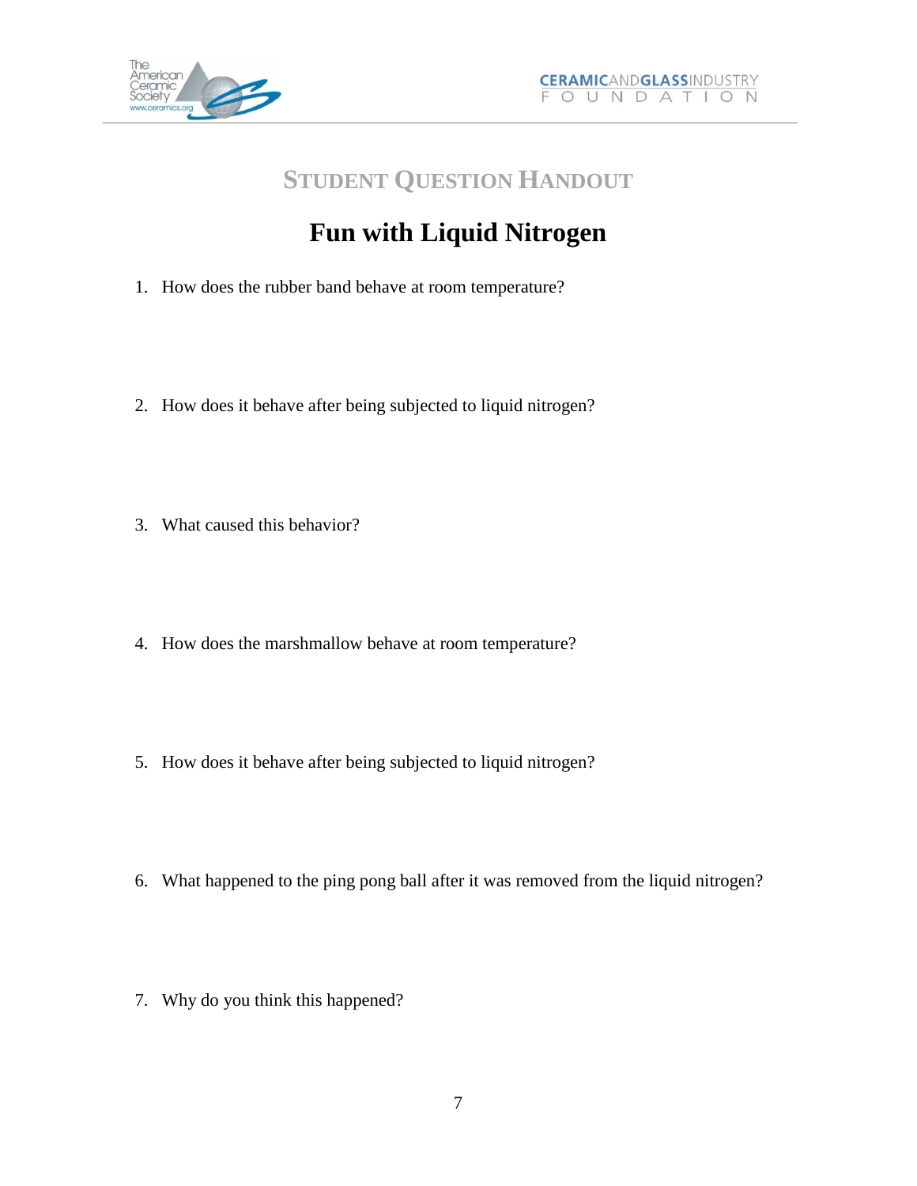## STUDENT QUESTION HANDOUT

# Fun with Liquid Nitrogen

1. How does the rubber band behave at room temperature?

2. How does it behave after being subjected to liquid nitrogen?

3. What caused this behavior?

4. How does the marshmallow behave at room temperature?

5. How does it behave after being subjected to liquid nitrogen?

6. What happened to the ping pong ball after it was removed from the liquid nitrogen?

7. Why do you think this happened?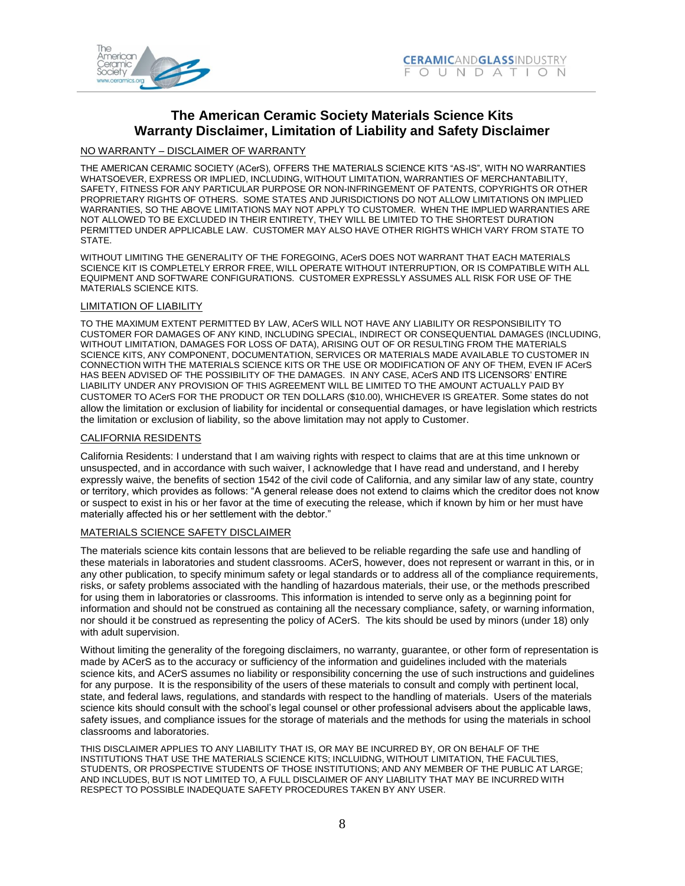# The American Ceramic Society Materials Science Kits
# Warranty Disclaimer, Limitation of Liability and Safety Disclaimer

## NO WARRANTY – DISCLAIMER OF WARRANTY

THE AMERICAN CERAMIC SOCIETY (ACerS), OFFERS THE MATERIALS SCIENCE KITS "AS-IS", WITH NO WARRANTIES WHATSOEVER, EXPRESS OR IMPLIED, INCLUDING, WITHOUT LIMITATION, WARRANTIES OF MERCHANTABILITY, SAFETY, FITNESS FOR ANY PARTICULAR PURPOSE OR NON-INFRINGEMENT OF PATENTS, COPYRIGHTS OR OTHER PROPRIETARY RIGHTS OF OTHERS. SOME STATES AND JURISDICTIONS DO NOT ALLOW LIMITATIONS ON IMPLIED WARRANTIES, SO THE ABOVE LIMITATIONS MAY NOT APPLY TO CUSTOMER. WHEN THE IMPLIED WARRANTIES ARE NOT ALLOWED TO BE EXCLUDED IN THEIR ENTIRETY, THEY WILL BE LIMITED TO THE SHORTEST DURATION PERMITTED UNDER APPLICABLE LAW. CUSTOMER MAY ALSO HAVE OTHER RIGHTS WHICH VARY FROM STATE TO STATE.

WITHOUT LIMITING THE GENERALITY OF THE FOREGOING, ACerS DOES NOT WARRANT THAT EACH MATERIALS SCIENCE KIT IS COMPLETELY ERROR FREE, WILL OPERATE WITHOUT INTERRUPTION, OR IS COMPATIBLE WITH ALL EQUIPMENT AND SOFTWARE CONFIGURATIONS. CUSTOMER EXPRESSLY ASSUMES ALL RISK FOR USE OF THE MATERIALS SCIENCE KITS.

## LIMITATION OF LIABILITY

TO THE MAXIMUM EXTENT PERMITTED BY LAW, ACerS WILL NOT HAVE ANY LIABILITY OR RESPONSIBILITY TO CUSTOMER FOR DAMAGES OF ANY KIND, INCLUDING SPECIAL, INDIRECT OR CONSEQUENTIAL DAMAGES (INCLUDING, WITHOUT LIMITATION, DAMAGES FOR LOSS OF DATA), ARISING OUT OF OR RESULTING FROM THE MATERIALS SCIENCE KITS, ANY COMPONENT, DOCUMENTATION, SERVICES OR MATERIALS MADE AVAILABLE TO CUSTOMER IN CONNECTION WITH THE MATERIALS SCIENCE KITS OR THE USE OR MODIFICATION OF ANY OF THEM, EVEN IF ACerS HAS BEEN ADVISED OF THE POSSIBILITY OF THE DAMAGES. IN ANY CASE, ACerS AND ITS LICENSORS' ENTIRE LIABILITY UNDER ANY PROVISION OF THIS AGREEMENT WILL BE LIMITED TO THE AMOUNT ACTUALLY PAID BY CUSTOMER TO ACerS FOR THE PRODUCT OR TEN DOLLARS ($10.00), WHICHEVER IS GREATER. Some states do not allow the limitation or exclusion of liability for incidental or consequential damages, or have legislation which restricts the limitation or exclusion of liability, so the above limitation may not apply to Customer.

## CALIFORNIA RESIDENTS

California Residents: I understand that I am waiving rights with respect to claims that are at this time unknown or unsuspected, and in accordance with such waiver, I acknowledge that I have read and understand, and I hereby expressly waive, the benefits of section 1542 of the civil code of California, and any similar law of any state, country or territory, which provides as follows: "A general release does not extend to claims which the creditor does not know or suspect to exist in his or her favor at the time of executing the release, which if known by him or her must have materially affected his or her settlement with the debtor."

## MATERIALS SCIENCE SAFETY DISCLAIMER

The materials science kits contain lessons that are believed to be reliable regarding the safe use and handling of these materials in laboratories and student classrooms. ACerS, however, does not represent or warrant in this, or in any other publication, to specify minimum safety or legal standards or to address all of the compliance requirements, risks, or safety problems associated with the handling of hazardous materials, their use, or the methods prescribed for using them in laboratories or classrooms. This information is intended to serve only as a beginning point for information and should not be construed as containing all the necessary compliance, safety, or warning information, nor should it be construed as representing the policy of ACerS. The kits should be used by minors (under 18) only with adult supervision.

Without limiting the generality of the foregoing disclaimers, no warranty, guarantee, or other form of representation is made by ACerS as to the accuracy or sufficiency of the information and guidelines included with the materials science kits, and ACerS assumes no liability or responsibility concerning the use of such instructions and guidelines for any purpose. It is the responsibility of the users of these materials to consult and comply with pertinent local, state, and federal laws, regulations, and standards with respect to the handling of materials. Users of the materials science kits should consult with the school's legal counsel or other professional advisers about the applicable laws, safety issues, and compliance issues for the storage of materials and the methods for using the materials in school classrooms and laboratories.

THIS DISCLAIMER APPLIES TO ANY LIABILITY THAT IS, OR MAY BE INCURRED BY, OR ON BEHALF OF THE INSTITUTIONS THAT USE THE MATERIALS SCIENCE KITS; INCLUIDNG, WITHOUT LIMITATION, THE FACULTIES, STUDENTS, OR PROSPECTIVE STUDENTS OF THOSE INSTITUTIONS; AND ANY MEMBER OF THE PUBLIC AT LARGE; AND INCLUDES, BUT IS NOT LIMITED TO, A FULL DISCLAIMER OF ANY LIABILITY THAT MAY BE INCURRED WITH RESPECT TO POSSIBLE INADEQUATE SAFETY PROCEDURES TAKEN BY ANY USER.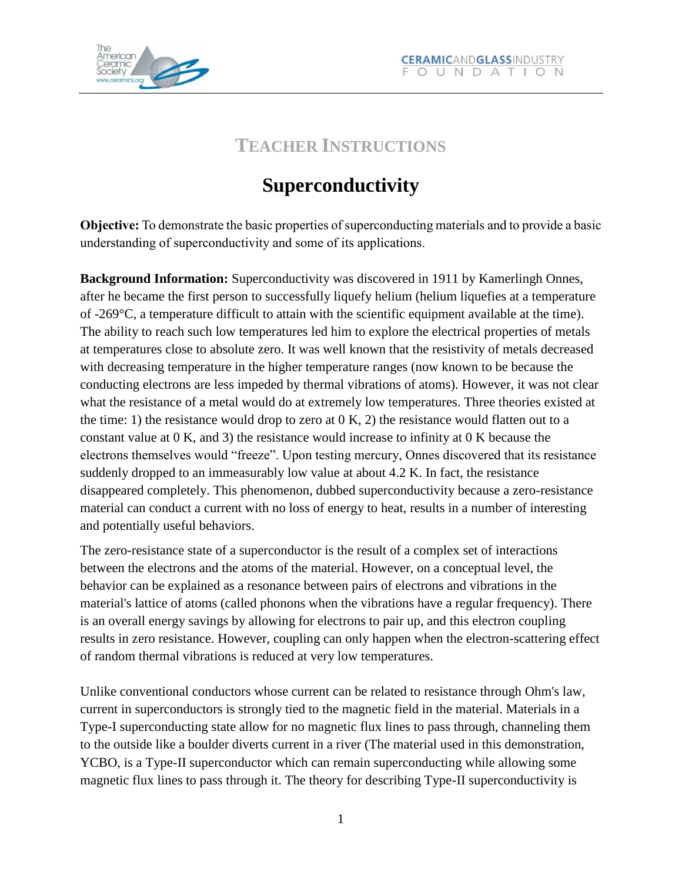## TEACHER INSTRUCTIONS

# Superconductivity

**Objective:** To demonstrate the basic properties of superconducting materials and to provide a basic understanding of superconductivity and some of its applications.

**Background Information:** Superconductivity was discovered in 1911 by Kamerlingh Onnes, after he became the first person to successfully liquefy helium (helium liquefies at a temperature of -269°C, a temperature difficult to attain with the scientific equipment available at the time). The ability to reach such low temperatures led him to explore the electrical properties of metals at temperatures close to absolute zero. It was well known that the resistivity of metals decreased with decreasing temperature in the higher temperature ranges (now known to be because the conducting electrons are less impeded by thermal vibrations of atoms). However, it was not clear what the resistance of a metal would do at extremely low temperatures. Three theories existed at the time: 1) the resistance would drop to zero at 0 K, 2) the resistance would flatten out to a constant value at 0 K, and 3) the resistance would increase to infinity at 0 K because the electrons themselves would "freeze". Upon testing mercury, Onnes discovered that its resistance suddenly dropped to an immeasurably low value at about 4.2 K. In fact, the resistance disappeared completely. This phenomenon, dubbed superconductivity because a zero-resistance material can conduct a current with no loss of energy to heat, results in a number of interesting and potentially useful behaviors.

The zero-resistance state of a superconductor is the result of a complex set of interactions between the electrons and the atoms of the material. However, on a conceptual level, the behavior can be explained as a resonance between pairs of electrons and vibrations in the material's lattice of atoms (called phonons when the vibrations have a regular frequency). There is an overall energy savings by allowing for electrons to pair up, and this electron coupling results in zero resistance. However, coupling can only happen when the electron-scattering effect of random thermal vibrations is reduced at very low temperatures.

Unlike conventional conductors whose current can be related to resistance through Ohm's law, current in superconductors is strongly tied to the magnetic field in the material. Materials in a Type-I superconducting state allow for no magnetic flux lines to pass through, channeling them to the outside like a boulder diverts current in a river (The material used in this demonstration, YCBO, is a Type-II superconductor which can remain superconducting while allowing some magnetic flux lines to pass through it. The theory for describing Type-II superconductivity is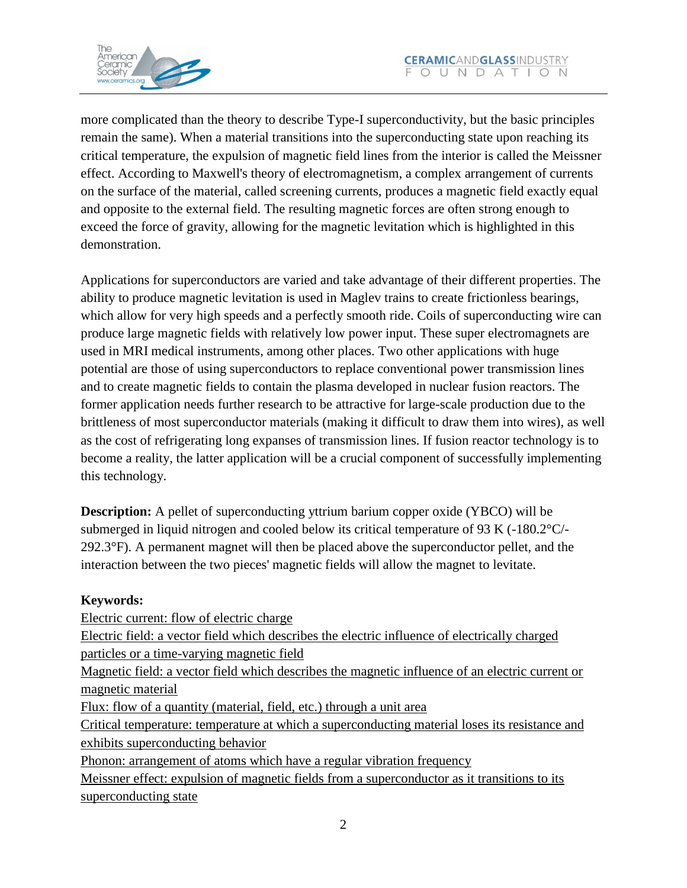more complicated than the theory to describe Type-I superconductivity, but the basic principles remain the same). When a material transitions into the superconducting state upon reaching its critical temperature, the expulsion of magnetic field lines from the interior is called the Meissner effect. According to Maxwell's theory of electromagnetism, a complex arrangement of currents on the surface of the material, called screening currents, produces a magnetic field exactly equal and opposite to the external field. The resulting magnetic forces are often strong enough to exceed the force of gravity, allowing for the magnetic levitation which is highlighted in this demonstration.

Applications for superconductors are varied and take advantage of their different properties. The ability to produce magnetic levitation is used in Maglev trains to create frictionless bearings, which allow for very high speeds and a perfectly smooth ride. Coils of superconducting wire can produce large magnetic fields with relatively low power input. These super electromagnets are used in MRI medical instruments, among other places. Two other applications with huge potential are those of using superconductors to replace conventional power transmission lines and to create magnetic fields to contain the plasma developed in nuclear fusion reactors. The former application needs further research to be attractive for large-scale production due to the brittleness of most superconductor materials (making it difficult to draw them into wires), as well as the cost of refrigerating long expanses of transmission lines. If fusion reactor technology is to become a reality, the latter application will be a crucial component of successfully implementing this technology.

**Description:** A pellet of superconducting yttrium barium copper oxide (YBCO) will be submerged in liquid nitrogen and cooled below its critical temperature of 93 K (-180.2°C/-292.3°F). A permanent magnet will then be placed above the superconductor pellet, and the interaction between the two pieces' magnetic fields will allow the magnet to levitate.

**Keywords:**

Electric current: flow of electric charge

Electric field: a vector field which describes the electric influence of electrically charged particles or a time-varying magnetic field

Magnetic field: a vector field which describes the magnetic influence of an electric current or magnetic material

Flux: flow of a quantity (material, field, etc.) through a unit area

Critical temperature: temperature at which a superconducting material loses its resistance and exhibits superconducting behavior

Phonon: arrangement of atoms which have a regular vibration frequency

Meissner effect: expulsion of magnetic fields from a superconductor as it transitions to its superconducting state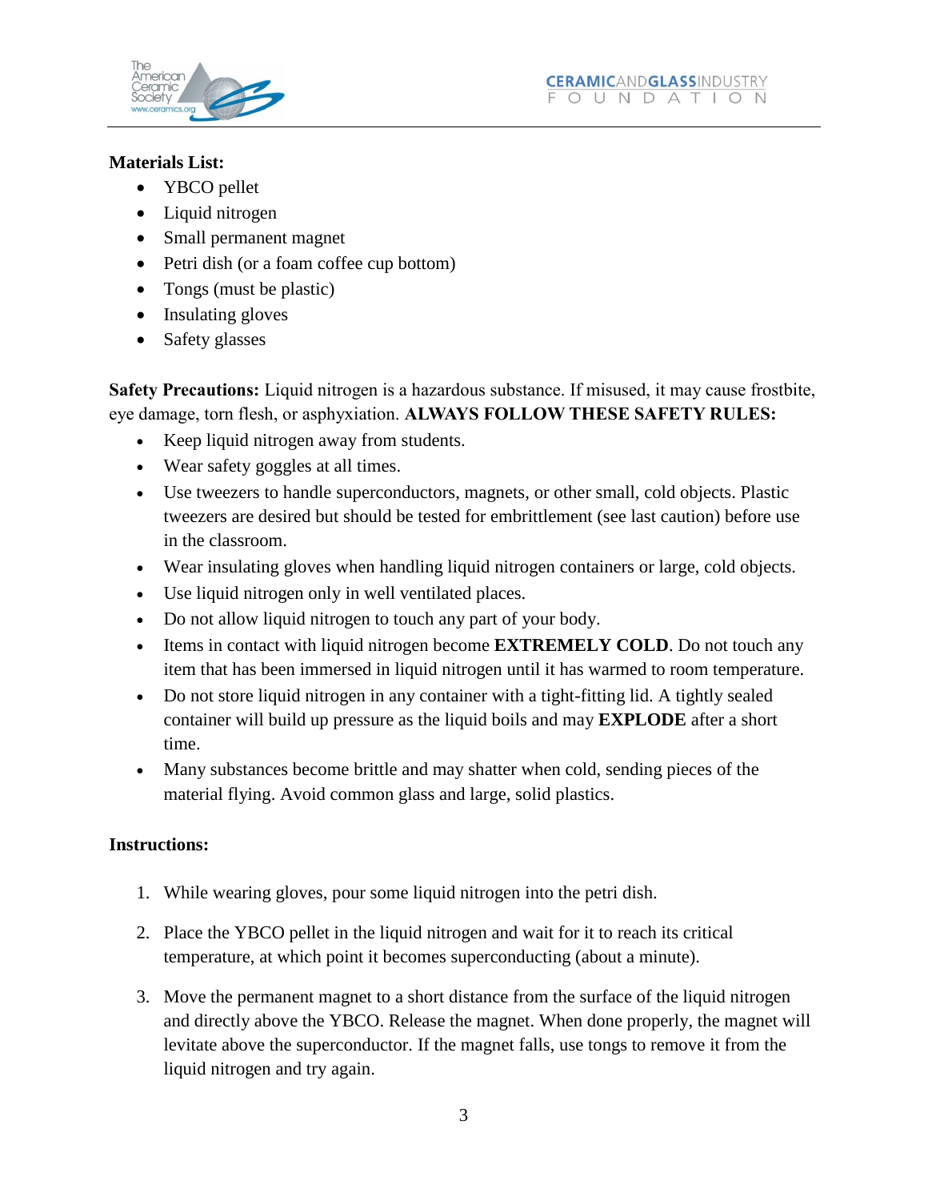**Materials List:**

- YBCO pellet
- Liquid nitrogen
- Small permanent magnet
- Petri dish (or a foam coffee cup bottom)
- Tongs (must be plastic)
- Insulating gloves
- Safety glasses

**Safety Precautions:** Liquid nitrogen is a hazardous substance. If misused, it may cause frostbite, eye damage, torn flesh, or asphyxiation. **ALWAYS FOLLOW THESE SAFETY RULES:**

- Keep liquid nitrogen away from students.
- Wear safety goggles at all times.
- Use tweezers to handle superconductors, magnets, or other small, cold objects. Plastic tweezers are desired but should be tested for embrittlement (see last caution) before use in the classroom.
- Wear insulating gloves when handling liquid nitrogen containers or large, cold objects.
- Use liquid nitrogen only in well ventilated places.
- Do not allow liquid nitrogen to touch any part of your body.
- Items in contact with liquid nitrogen become **EXTREMELY COLD**. Do not touch any item that has been immersed in liquid nitrogen until it has warmed to room temperature.
- Do not store liquid nitrogen in any container with a tight-fitting lid. A tightly sealed container will build up pressure as the liquid boils and may **EXPLODE** after a short time.
- Many substances become brittle and may shatter when cold, sending pieces of the material flying. Avoid common glass and large, solid plastics.

**Instructions:**

1. While wearing gloves, pour some liquid nitrogen into the petri dish.
2. Place the YBCO pellet in the liquid nitrogen and wait for it to reach its critical temperature, at which point it becomes superconducting (about a minute).
3. Move the permanent magnet to a short distance from the surface of the liquid nitrogen and directly above the YBCO. Release the magnet. When done properly, the magnet will levitate above the superconductor. If the magnet falls, use tongs to remove it from the liquid nitrogen and try again.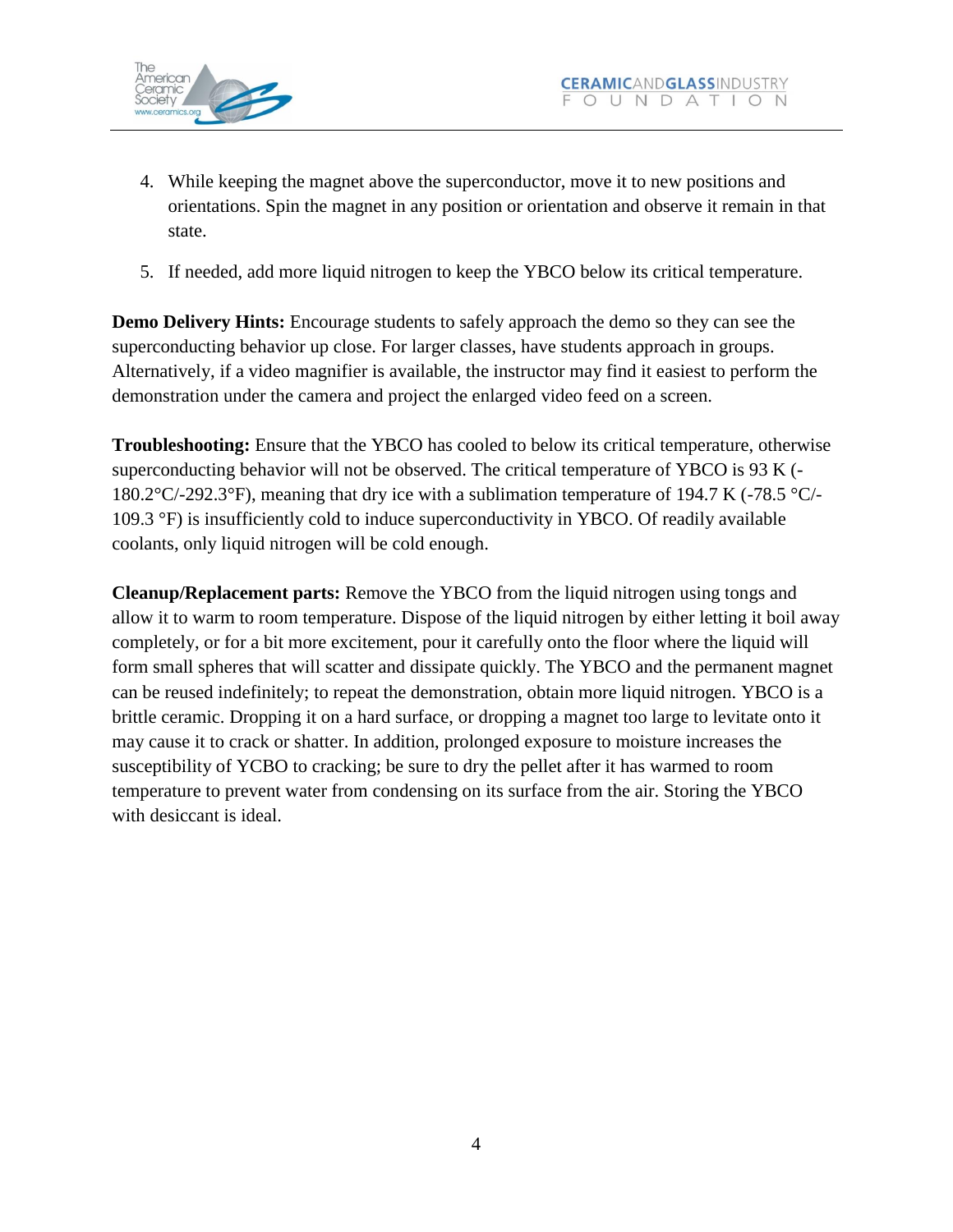4. While keeping the magnet above the superconductor, move it to new positions and orientations. Spin the magnet in any position or orientation and observe it remain in that state.

5. If needed, add more liquid nitrogen to keep the YBCO below its critical temperature.

**Demo Delivery Hints:** Encourage students to safely approach the demo so they can see the superconducting behavior up close. For larger classes, have students approach in groups. Alternatively, if a video magnifier is available, the instructor may find it easiest to perform the demonstration under the camera and project the enlarged video feed on a screen.

**Troubleshooting:** Ensure that the YBCO has cooled to below its critical temperature, otherwise superconducting behavior will not be observed. The critical temperature of YBCO is 93 K (-180.2°C/-292.3°F), meaning that dry ice with a sublimation temperature of 194.7 K (-78.5 °C/-109.3 °F) is insufficiently cold to induce superconductivity in YBCO. Of readily available coolants, only liquid nitrogen will be cold enough.

**Cleanup/Replacement parts:** Remove the YBCO from the liquid nitrogen using tongs and allow it to warm to room temperature. Dispose of the liquid nitrogen by either letting it boil away completely, or for a bit more excitement, pour it carefully onto the floor where the liquid will form small spheres that will scatter and dissipate quickly. The YBCO and the permanent magnet can be reused indefinitely; to repeat the demonstration, obtain more liquid nitrogen. YBCO is a brittle ceramic. Dropping it on a hard surface, or dropping a magnet too large to levitate onto it may cause it to crack or shatter. In addition, prolonged exposure to moisture increases the susceptibility of YCBO to cracking; be sure to dry the pellet after it has warmed to room temperature to prevent water from condensing on its surface from the air. Storing the YBCO with desiccant is ideal.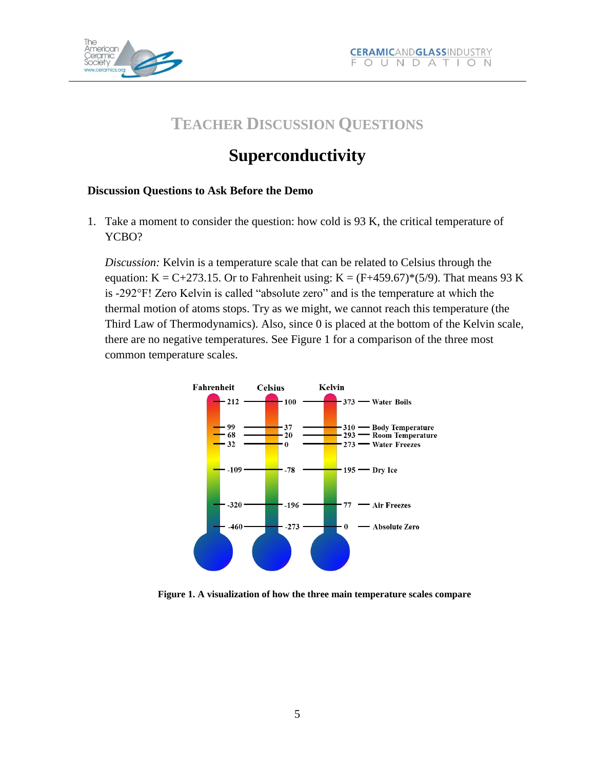# TEACHER DISCUSSION QUESTIONS

## Superconductivity

### Discussion Questions to Ask Before the Demo

1. Take a moment to consider the question: how cold is 93 K, the critical temperature of YCBO?

   *Discussion:* Kelvin is a temperature scale that can be related to Celsius through the equation: $K = C+273.15$. Or to Fahrenheit using: $K = (F+459.67)*(5/9)$. That means 93 K is -292°F! Zero Kelvin is called "absolute zero" and is the temperature at which the thermal motion of atoms stops. Try as we might, we cannot reach this temperature (the Third Law of Thermodynamics). Also, since 0 is placed at the bottom of the Kelvin scale, there are no negative temperatures. See Figure 1 for a comparison of the three most common temperature scales.

| Fahrenheit | Celsius | Kelvin | |
|---|---|---|---|
| 212 | 100 | 373 | Water Boils |
| 99 | 37 | 310 | Body Temperature |
| 68 | 20 | 293 | Room Temperature |
| 32 | 0 | 273 | Water Freezes |
| -109 | -78 | 195 | Dry Ice |
| -320 | -196 | 77 | Air Freezes |
| -460 | -273 | 0 | Absolute Zero |

**Figure 1. A visualization of how the three main temperature scales compare**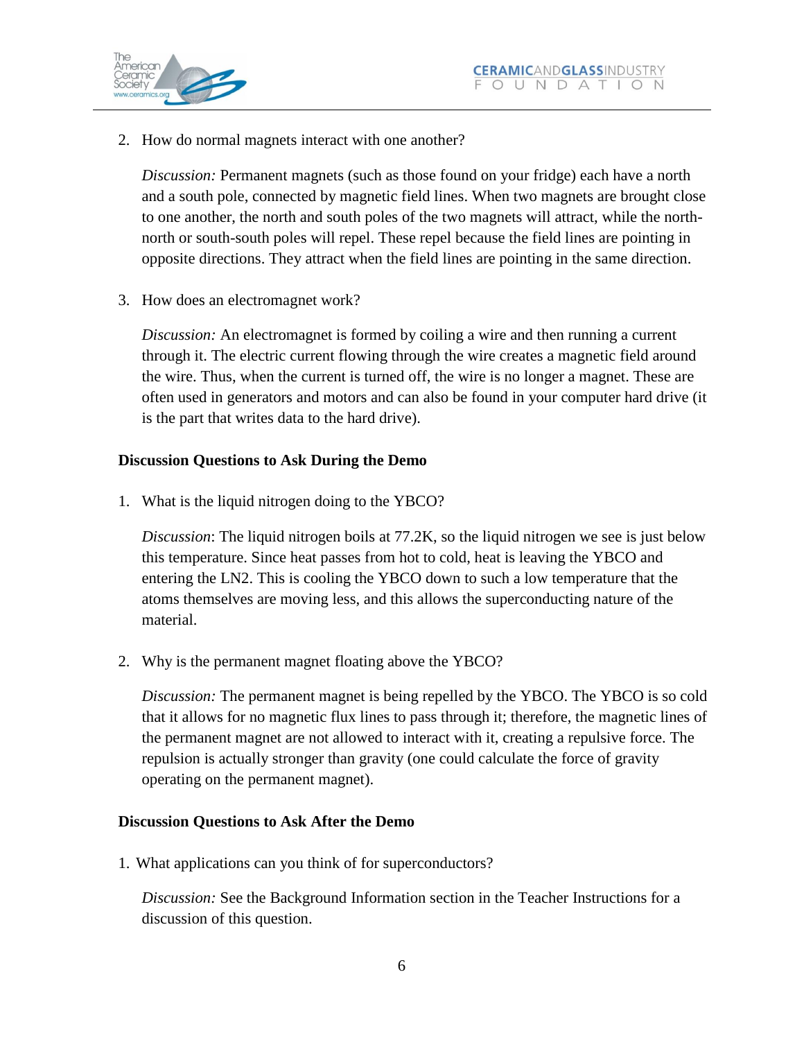2. How do normal magnets interact with one another?

   *Discussion:* Permanent magnets (such as those found on your fridge) each have a north and a south pole, connected by magnetic field lines. When two magnets are brought close to one another, the north and south poles of the two magnets will attract, while the north-north or south-south poles will repel. These repel because the field lines are pointing in opposite directions. They attract when the field lines are pointing in the same direction.

3. How does an electromagnet work?

   *Discussion:* An electromagnet is formed by coiling a wire and then running a current through it. The electric current flowing through the wire creates a magnetic field around the wire. Thus, when the current is turned off, the wire is no longer a magnet. These are often used in generators and motors and can also be found in your computer hard drive (it is the part that writes data to the hard drive).

**Discussion Questions to Ask During the Demo**

1. What is the liquid nitrogen doing to the YBCO?

   *Discussion*: The liquid nitrogen boils at 77.2K, so the liquid nitrogen we see is just below this temperature. Since heat passes from hot to cold, heat is leaving the YBCO and entering the LN2. This is cooling the YBCO down to such a low temperature that the atoms themselves are moving less, and this allows the superconducting nature of the material.

2. Why is the permanent magnet floating above the YBCO?

   *Discussion:* The permanent magnet is being repelled by the YBCO. The YBCO is so cold that it allows for no magnetic flux lines to pass through it; therefore, the magnetic lines of the permanent magnet are not allowed to interact with it, creating a repulsive force. The repulsion is actually stronger than gravity (one could calculate the force of gravity operating on the permanent magnet).

**Discussion Questions to Ask After the Demo**

1. What applications can you think of for superconductors?

   *Discussion:* See the Background Information section in the Teacher Instructions for a discussion of this question.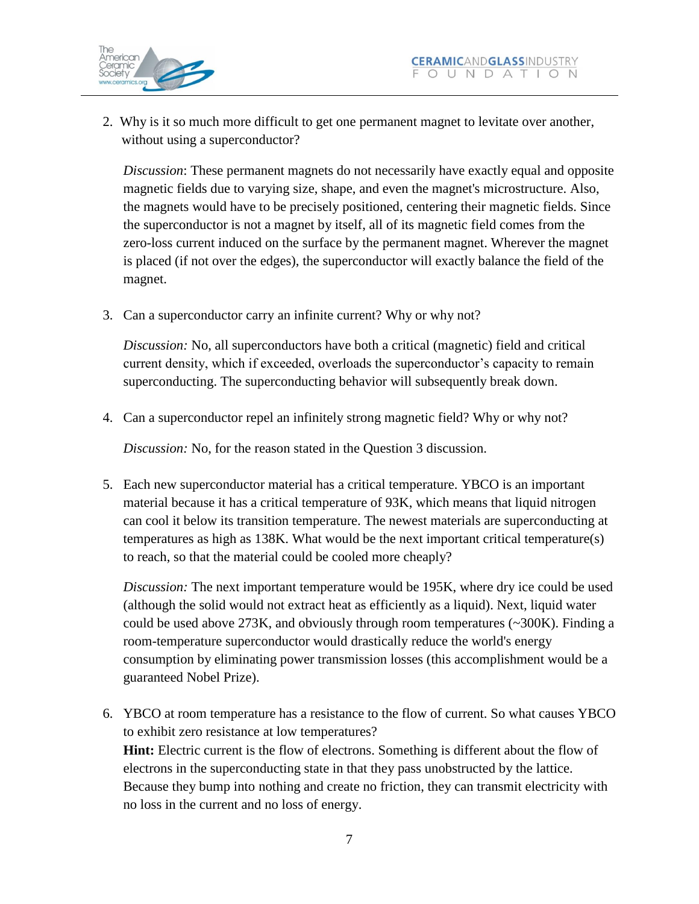2. Why is it so much more difficult to get one permanent magnet to levitate over another, without using a superconductor?

   *Discussion*: These permanent magnets do not necessarily have exactly equal and opposite magnetic fields due to varying size, shape, and even the magnet's microstructure. Also, the magnets would have to be precisely positioned, centering their magnetic fields. Since the superconductor is not a magnet by itself, all of its magnetic field comes from the zero-loss current induced on the surface by the permanent magnet. Wherever the magnet is placed (if not over the edges), the superconductor will exactly balance the field of the magnet.

3. Can a superconductor carry an infinite current? Why or why not?

   *Discussion:* No, all superconductors have both a critical (magnetic) field and critical current density, which if exceeded, overloads the superconductor's capacity to remain superconducting. The superconducting behavior will subsequently break down.

4. Can a superconductor repel an infinitely strong magnetic field? Why or why not?

   *Discussion:* No, for the reason stated in the Question 3 discussion.

5. Each new superconductor material has a critical temperature. YBCO is an important material because it has a critical temperature of 93K, which means that liquid nitrogen can cool it below its transition temperature. The newest materials are superconducting at temperatures as high as 138K. What would be the next important critical temperature(s) to reach, so that the material could be cooled more cheaply?

   *Discussion:* The next important temperature would be 195K, where dry ice could be used (although the solid would not extract heat as efficiently as a liquid). Next, liquid water could be used above 273K, and obviously through room temperatures (~300K). Finding a room-temperature superconductor would drastically reduce the world's energy consumption by eliminating power transmission losses (this accomplishment would be a guaranteed Nobel Prize).

6. YBCO at room temperature has a resistance to the flow of current. So what causes YBCO to exhibit zero resistance at low temperatures?
   **Hint:** Electric current is the flow of electrons. Something is different about the flow of electrons in the superconducting state in that they pass unobstructed by the lattice. Because they bump into nothing and create no friction, they can transmit electricity with no loss in the current and no loss of energy.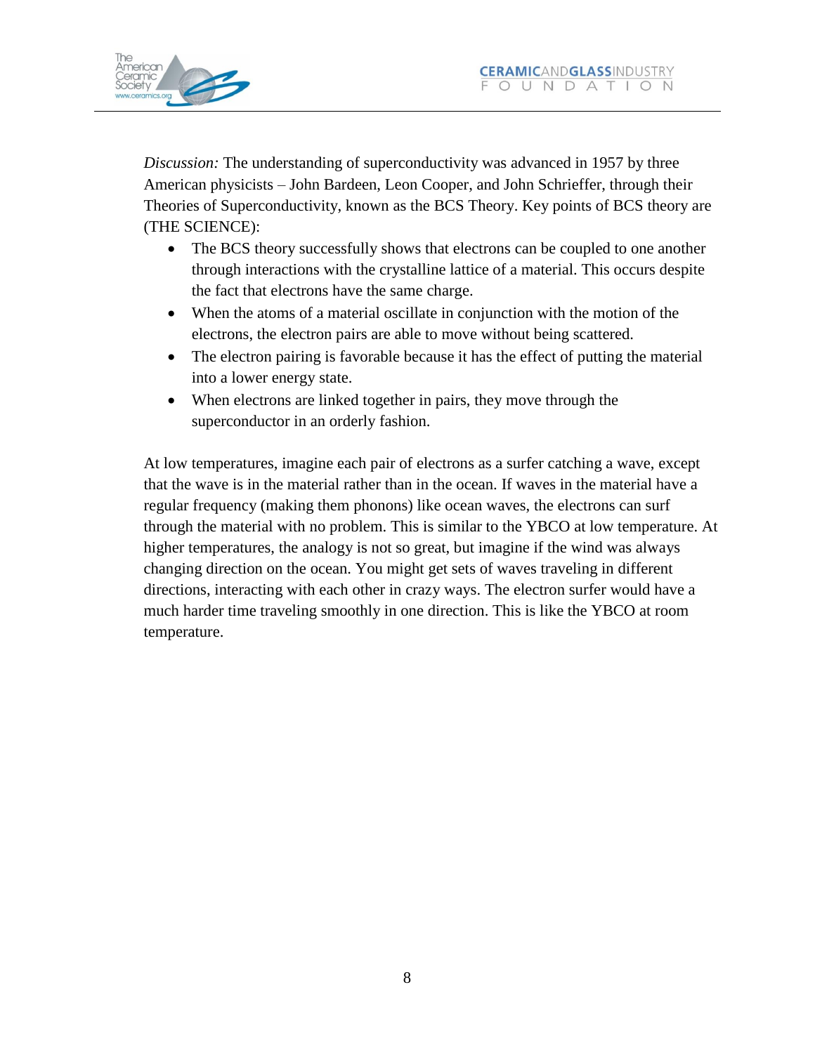*Discussion:* The understanding of superconductivity was advanced in 1957 by three American physicists – John Bardeen, Leon Cooper, and John Schrieffer, through their Theories of Superconductivity, known as the BCS Theory. Key points of BCS theory are (THE SCIENCE):

- The BCS theory successfully shows that electrons can be coupled to one another through interactions with the crystalline lattice of a material. This occurs despite the fact that electrons have the same charge.
- When the atoms of a material oscillate in conjunction with the motion of the electrons, the electron pairs are able to move without being scattered.
- The electron pairing is favorable because it has the effect of putting the material into a lower energy state.
- When electrons are linked together in pairs, they move through the superconductor in an orderly fashion.

At low temperatures, imagine each pair of electrons as a surfer catching a wave, except that the wave is in the material rather than in the ocean. If waves in the material have a regular frequency (making them phonons) like ocean waves, the electrons can surf through the material with no problem. This is similar to the YBCO at low temperature. At higher temperatures, the analogy is not so great, but imagine if the wind was always changing direction on the ocean. You might get sets of waves traveling in different directions, interacting with each other in crazy ways. The electron surfer would have a much harder time traveling smoothly in one direction. This is like the YBCO at room temperature.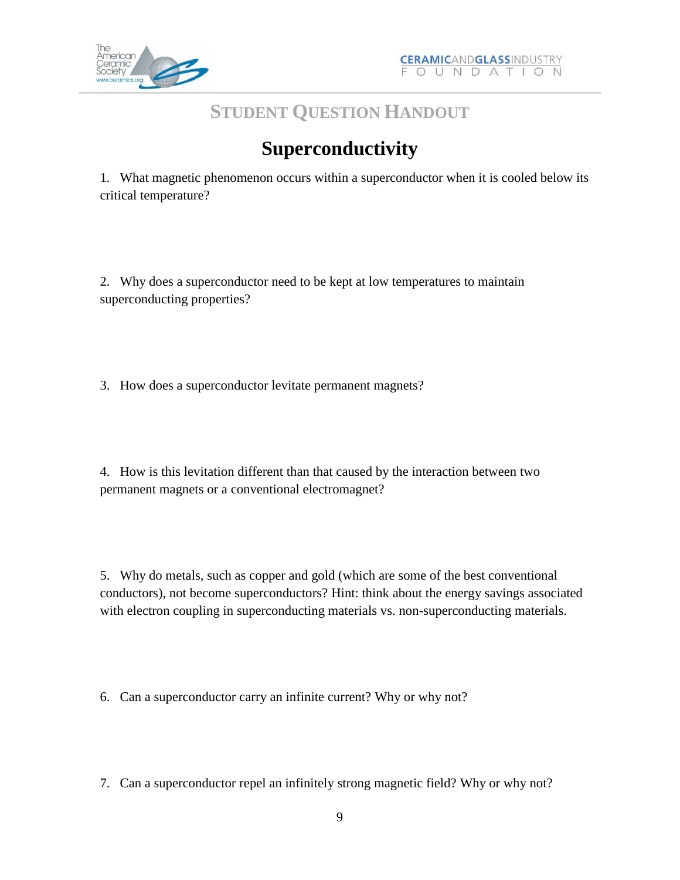## STUDENT QUESTION HANDOUT

# Superconductivity

1. What magnetic phenomenon occurs within a superconductor when it is cooled below its critical temperature?

2. Why does a superconductor need to be kept at low temperatures to maintain superconducting properties?

3. How does a superconductor levitate permanent magnets?

4. How is this levitation different than that caused by the interaction between two permanent magnets or a conventional electromagnet?

5. Why do metals, such as copper and gold (which are some of the best conventional conductors), not become superconductors? Hint: think about the energy savings associated with electron coupling in superconducting materials vs. non-superconducting materials.

6. Can a superconductor carry an infinite current? Why or why not?

7. Can a superconductor repel an infinitely strong magnetic field? Why or why not?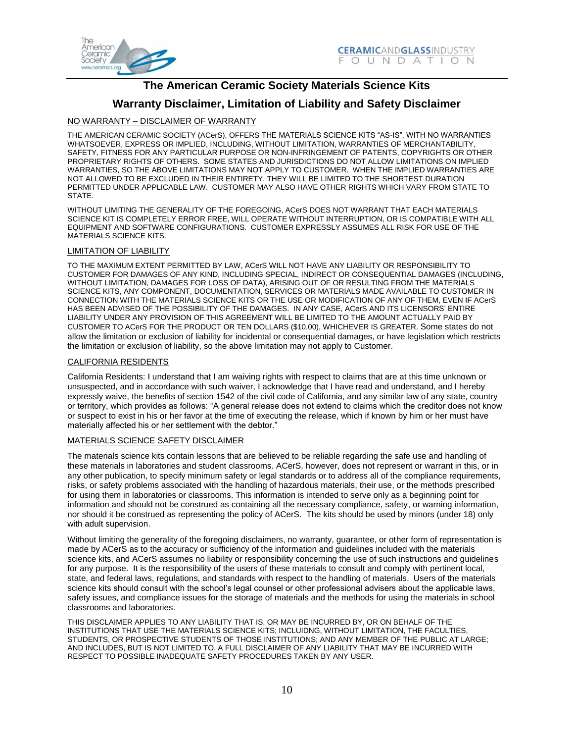# The American Ceramic Society Materials Science Kits

## Warranty Disclaimer, Limitation of Liability and Safety Disclaimer

NO WARRANTY – DISCLAIMER OF WARRANTY

THE AMERICAN CERAMIC SOCIETY (ACerS), OFFERS THE MATERIALS SCIENCE KITS "AS-IS", WITH NO WARRANTIES WHATSOEVER, EXPRESS OR IMPLIED, INCLUDING, WITHOUT LIMITATION, WARRANTIES OF MERCHANTABILITY, SAFETY, FITNESS FOR ANY PARTICULAR PURPOSE OR NON-INFRINGEMENT OF PATENTS, COPYRIGHTS OR OTHER PROPRIETARY RIGHTS OF OTHERS. SOME STATES AND JURISDICTIONS DO NOT ALLOW LIMITATIONS ON IMPLIED WARRANTIES, SO THE ABOVE LIMITATIONS MAY NOT APPLY TO CUSTOMER. WHEN THE IMPLIED WARRANTIES ARE NOT ALLOWED TO BE EXCLUDED IN THEIR ENTIRETY, THEY WILL BE LIMITED TO THE SHORTEST DURATION PERMITTED UNDER APPLICABLE LAW. CUSTOMER MAY ALSO HAVE OTHER RIGHTS WHICH VARY FROM STATE TO STATE.

WITHOUT LIMITING THE GENERALITY OF THE FOREGOING, ACerS DOES NOT WARRANT THAT EACH MATERIALS SCIENCE KIT IS COMPLETELY ERROR FREE, WILL OPERATE WITHOUT INTERRUPTION, OR IS COMPATIBLE WITH ALL EQUIPMENT AND SOFTWARE CONFIGURATIONS. CUSTOMER EXPRESSLY ASSUMES ALL RISK FOR USE OF THE MATERIALS SCIENCE KITS.

LIMITATION OF LIABILITY

TO THE MAXIMUM EXTENT PERMITTED BY LAW, ACerS WILL NOT HAVE ANY LIABILITY OR RESPONSIBILITY TO CUSTOMER FOR DAMAGES OF ANY KIND, INCLUDING SPECIAL, INDIRECT OR CONSEQUENTIAL DAMAGES (INCLUDING, WITHOUT LIMITATION, DAMAGES FOR LOSS OF DATA), ARISING OUT OF OR RESULTING FROM THE MATERIALS SCIENCE KITS, ANY COMPONENT, DOCUMENTATION, SERVICES OR MATERIALS MADE AVAILABLE TO CUSTOMER IN CONNECTION WITH THE MATERIALS SCIENCE KITS OR THE USE OR MODIFICATION OF ANY OF THEM, EVEN IF ACerS HAS BEEN ADVISED OF THE POSSIBILITY OF THE DAMAGES. IN ANY CASE, ACerS AND ITS LICENSORS' ENTIRE LIABILITY UNDER ANY PROVISION OF THIS AGREEMENT WILL BE LIMITED TO THE AMOUNT ACTUALLY PAID BY CUSTOMER TO ACerS FOR THE PRODUCT OR TEN DOLLARS ($10.00), WHICHEVER IS GREATER. Some states do not allow the limitation or exclusion of liability for incidental or consequential damages, or have legislation which restricts the limitation or exclusion of liability, so the above limitation may not apply to Customer.

CALIFORNIA RESIDENTS

California Residents: I understand that I am waiving rights with respect to claims that are at this time unknown or unsuspected, and in accordance with such waiver, I acknowledge that I have read and understand, and I hereby expressly waive, the benefits of section 1542 of the civil code of California, and any similar law of any state, country or territory, which provides as follows: "A general release does not extend to claims which the creditor does not know or suspect to exist in his or her favor at the time of executing the release, which if known by him or her must have materially affected his or her settlement with the debtor."

MATERIALS SCIENCE SAFETY DISCLAIMER

The materials science kits contain lessons that are believed to be reliable regarding the safe use and handling of these materials in laboratories and student classrooms. ACerS, however, does not represent or warrant in this, or in any other publication, to specify minimum safety or legal standards or to address all of the compliance requirements, risks, or safety problems associated with the handling of hazardous materials, their use, or the methods prescribed for using them in laboratories or classrooms. This information is intended to serve only as a beginning point for information and should not be construed as containing all the necessary compliance, safety, or warning information, nor should it be construed as representing the policy of ACerS. The kits should be used by minors (under 18) only with adult supervision.

Without limiting the generality of the foregoing disclaimers, no warranty, guarantee, or other form of representation is made by ACerS as to the accuracy or sufficiency of the information and guidelines included with the materials science kits, and ACerS assumes no liability or responsibility concerning the use of such instructions and guidelines for any purpose. It is the responsibility of the users of these materials to consult and comply with pertinent local, state, and federal laws, regulations, and standards with respect to the handling of materials. Users of the materials science kits should consult with the school's legal counsel or other professional advisers about the applicable laws, safety issues, and compliance issues for the storage of materials and the methods for using the materials in school classrooms and laboratories.

THIS DISCLAIMER APPLIES TO ANY LIABILITY THAT IS, OR MAY BE INCURRED BY, OR ON BEHALF OF THE INSTITUTIONS THAT USE THE MATERIALS SCIENCE KITS; INCLUIDNG, WITHOUT LIMITATION, THE FACULTIES, STUDENTS, OR PROSPECTIVE STUDENTS OF THOSE INSTITUTIONS; AND ANY MEMBER OF THE PUBLIC AT LARGE; AND INCLUDES, BUT IS NOT LIMITED TO, A FULL DISCLAIMER OF ANY LIABILITY THAT MAY BE INCURRED WITH RESPECT TO POSSIBLE INADEQUATE SAFETY PROCEDURES TAKEN BY ANY USER.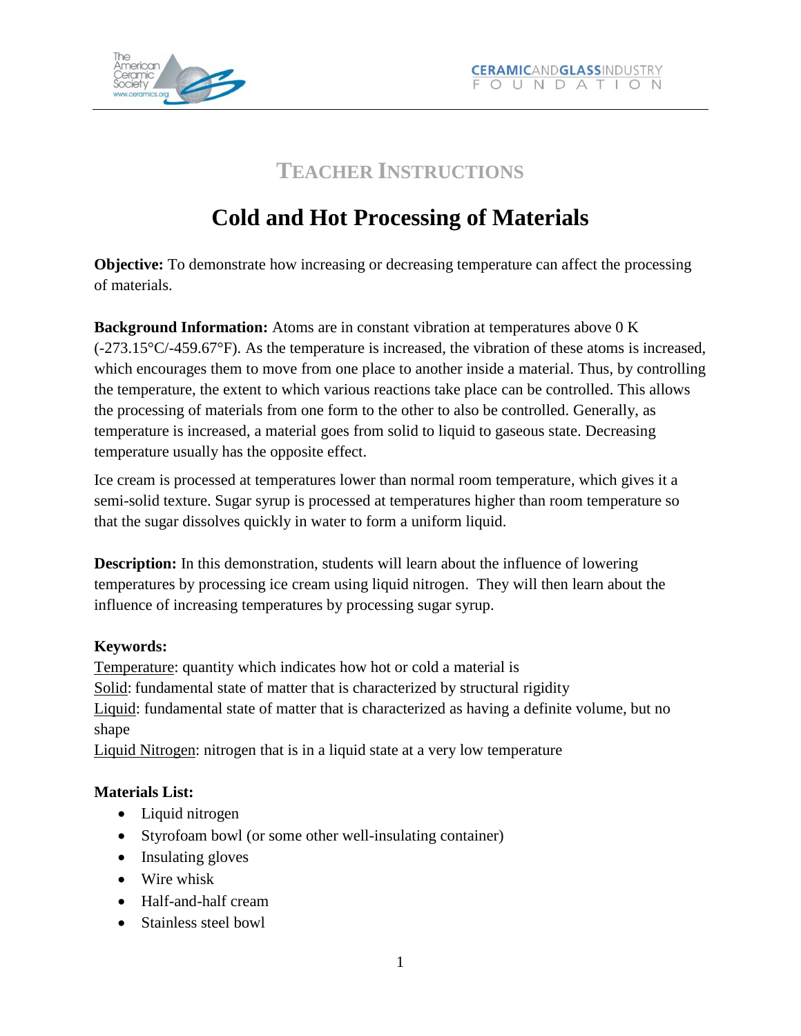## TEACHER INSTRUCTIONS

# Cold and Hot Processing of Materials

**Objective:** To demonstrate how increasing or decreasing temperature can affect the processing of materials.

**Background Information:** Atoms are in constant vibration at temperatures above 0 K (-273.15°C/-459.67°F). As the temperature is increased, the vibration of these atoms is increased, which encourages them to move from one place to another inside a material. Thus, by controlling the temperature, the extent to which various reactions take place can be controlled. This allows the processing of materials from one form to the other to also be controlled. Generally, as temperature is increased, a material goes from solid to liquid to gaseous state. Decreasing temperature usually has the opposite effect.

Ice cream is processed at temperatures lower than normal room temperature, which gives it a semi-solid texture. Sugar syrup is processed at temperatures higher than room temperature so that the sugar dissolves quickly in water to form a uniform liquid.

**Description:** In this demonstration, students will learn about the influence of lowering temperatures by processing ice cream using liquid nitrogen. They will then learn about the influence of increasing temperatures by processing sugar syrup.

**Keywords:**

Temperature: quantity which indicates how hot or cold a material is
Solid: fundamental state of matter that is characterized by structural rigidity
Liquid: fundamental state of matter that is characterized as having a definite volume, but no shape
Liquid Nitrogen: nitrogen that is in a liquid state at a very low temperature

**Materials List:**

- Liquid nitrogen
- Styrofoam bowl (or some other well-insulating container)
- Insulating gloves
- Wire whisk
- Half-and-half cream
- Stainless steel bowl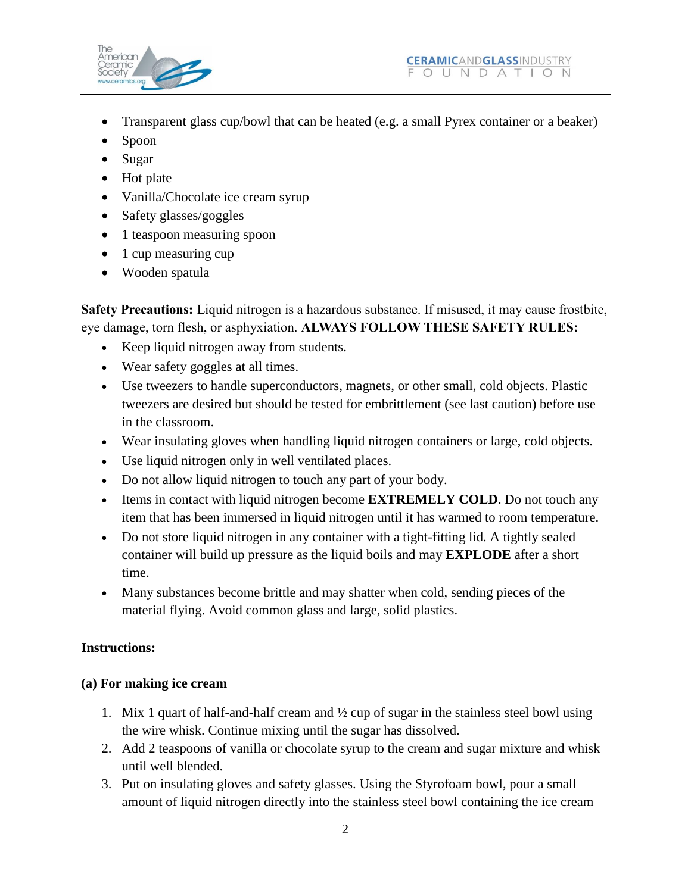- Transparent glass cup/bowl that can be heated (e.g. a small Pyrex container or a beaker)
- Spoon
- Sugar
- Hot plate
- Vanilla/Chocolate ice cream syrup
- Safety glasses/goggles
- 1 teaspoon measuring spoon
- 1 cup measuring cup
- Wooden spatula

**Safety Precautions:** Liquid nitrogen is a hazardous substance. If misused, it may cause frostbite, eye damage, torn flesh, or asphyxiation. **ALWAYS FOLLOW THESE SAFETY RULES:**

- Keep liquid nitrogen away from students.
- Wear safety goggles at all times.
- Use tweezers to handle superconductors, magnets, or other small, cold objects. Plastic tweezers are desired but should be tested for embrittlement (see last caution) before use in the classroom.
- Wear insulating gloves when handling liquid nitrogen containers or large, cold objects.
- Use liquid nitrogen only in well ventilated places.
- Do not allow liquid nitrogen to touch any part of your body.
- Items in contact with liquid nitrogen become **EXTREMELY COLD**. Do not touch any item that has been immersed in liquid nitrogen until it has warmed to room temperature.
- Do not store liquid nitrogen in any container with a tight-fitting lid. A tightly sealed container will build up pressure as the liquid boils and may **EXPLODE** after a short time.
- Many substances become brittle and may shatter when cold, sending pieces of the material flying. Avoid common glass and large, solid plastics.

**Instructions:**

**(a) For making ice cream**

1. Mix 1 quart of half-and-half cream and ½ cup of sugar in the stainless steel bowl using the wire whisk. Continue mixing until the sugar has dissolved.
2. Add 2 teaspoons of vanilla or chocolate syrup to the cream and sugar mixture and whisk until well blended.
3. Put on insulating gloves and safety glasses. Using the Styrofoam bowl, pour a small amount of liquid nitrogen directly into the stainless steel bowl containing the ice cream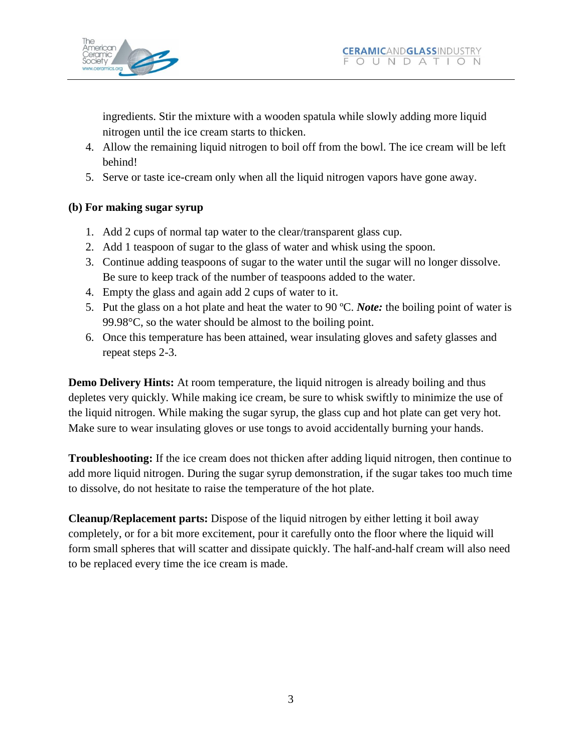ingredients. Stir the mixture with a wooden spatula while slowly adding more liquid nitrogen until the ice cream starts to thicken.

4. Allow the remaining liquid nitrogen to boil off from the bowl. The ice cream will be left behind!
5. Serve or taste ice-cream only when all the liquid nitrogen vapors have gone away.

**(b) For making sugar syrup**

1. Add 2 cups of normal tap water to the clear/transparent glass cup.
2. Add 1 teaspoon of sugar to the glass of water and whisk using the spoon.
3. Continue adding teaspoons of sugar to the water until the sugar will no longer dissolve. Be sure to keep track of the number of teaspoons added to the water.
4. Empty the glass and again add 2 cups of water to it.
5. Put the glass on a hot plate and heat the water to 90 ºC. ***Note:*** the boiling point of water is 99.98°C, so the water should be almost to the boiling point.
6. Once this temperature has been attained, wear insulating gloves and safety glasses and repeat steps 2-3.

**Demo Delivery Hints:** At room temperature, the liquid nitrogen is already boiling and thus depletes very quickly. While making ice cream, be sure to whisk swiftly to minimize the use of the liquid nitrogen. While making the sugar syrup, the glass cup and hot plate can get very hot. Make sure to wear insulating gloves or use tongs to avoid accidentally burning your hands.

**Troubleshooting:** If the ice cream does not thicken after adding liquid nitrogen, then continue to add more liquid nitrogen. During the sugar syrup demonstration, if the sugar takes too much time to dissolve, do not hesitate to raise the temperature of the hot plate.

**Cleanup/Replacement parts:** Dispose of the liquid nitrogen by either letting it boil away completely, or for a bit more excitement, pour it carefully onto the floor where the liquid will form small spheres that will scatter and dissipate quickly. The half-and-half cream will also need to be replaced every time the ice cream is made.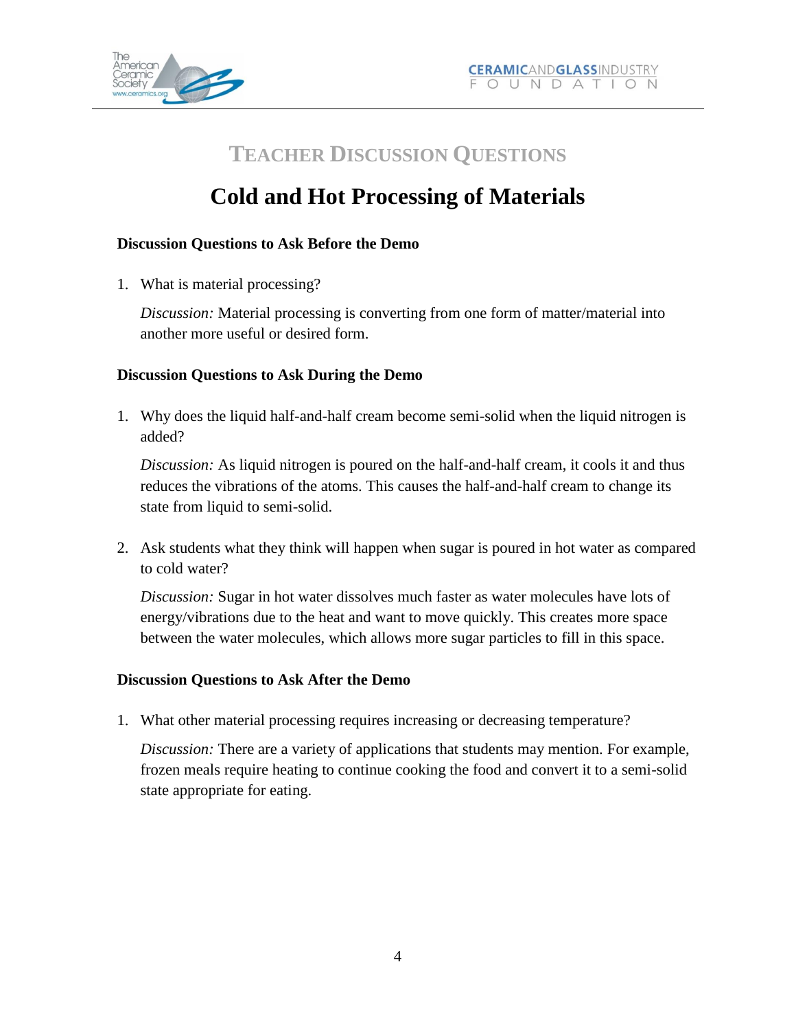# TEACHER DISCUSSION QUESTIONS

## Cold and Hot Processing of Materials

**Discussion Questions to Ask Before the Demo**

1. What is material processing?

   *Discussion:* Material processing is converting from one form of matter/material into another more useful or desired form.

**Discussion Questions to Ask During the Demo**

1. Why does the liquid half-and-half cream become semi-solid when the liquid nitrogen is added?

   *Discussion:* As liquid nitrogen is poured on the half-and-half cream, it cools it and thus reduces the vibrations of the atoms. This causes the half-and-half cream to change its state from liquid to semi-solid.

2. Ask students what they think will happen when sugar is poured in hot water as compared to cold water?

   *Discussion:* Sugar in hot water dissolves much faster as water molecules have lots of energy/vibrations due to the heat and want to move quickly. This creates more space between the water molecules, which allows more sugar particles to fill in this space.

**Discussion Questions to Ask After the Demo**

1. What other material processing requires increasing or decreasing temperature?

   *Discussion:* There are a variety of applications that students may mention. For example, frozen meals require heating to continue cooking the food and convert it to a semi-solid state appropriate for eating.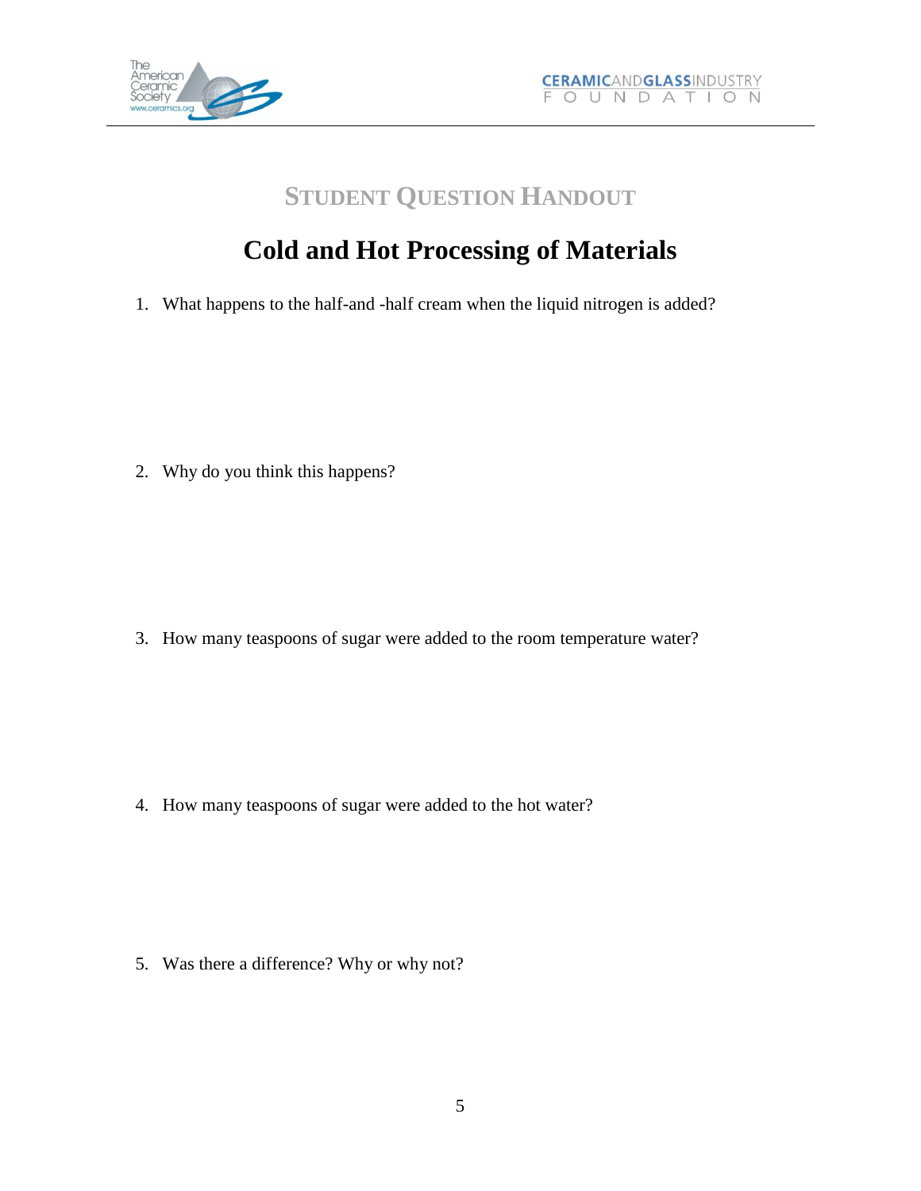## Student Question Handout

# Cold and Hot Processing of Materials

1. What happens to the half-and -half cream when the liquid nitrogen is added?

2. Why do you think this happens?

3. How many teaspoons of sugar were added to the room temperature water?

4. How many teaspoons of sugar were added to the hot water?

5. Was there a difference? Why or why not?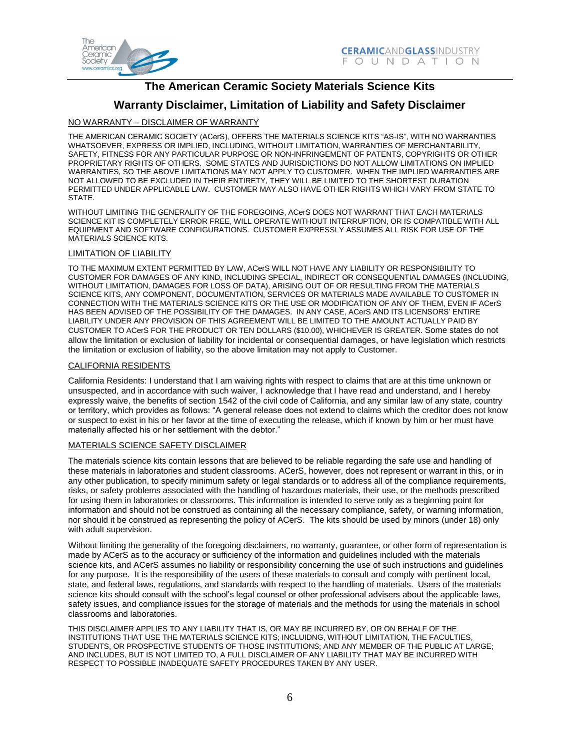# The American Ceramic Society Materials Science Kits

## Warranty Disclaimer, Limitation of Liability and Safety Disclaimer

NO WARRANTY – DISCLAIMER OF WARRANTY

THE AMERICAN CERAMIC SOCIETY (ACerS), OFFERS THE MATERIALS SCIENCE KITS "AS-IS", WITH NO WARRANTIES WHATSOEVER, EXPRESS OR IMPLIED, INCLUDING, WITHOUT LIMITATION, WARRANTIES OF MERCHANTABILITY, SAFETY, FITNESS FOR ANY PARTICULAR PURPOSE OR NON-INFRINGEMENT OF PATENTS, COPYRIGHTS OR OTHER PROPRIETARY RIGHTS OF OTHERS. SOME STATES AND JURISDICTIONS DO NOT ALLOW LIMITATIONS ON IMPLIED WARRANTIES, SO THE ABOVE LIMITATIONS MAY NOT APPLY TO CUSTOMER. WHEN THE IMPLIED WARRANTIES ARE NOT ALLOWED TO BE EXCLUDED IN THEIR ENTIRETY, THEY WILL BE LIMITED TO THE SHORTEST DURATION PERMITTED UNDER APPLICABLE LAW. CUSTOMER MAY ALSO HAVE OTHER RIGHTS WHICH VARY FROM STATE TO STATE.

WITHOUT LIMITING THE GENERALITY OF THE FOREGOING, ACerS DOES NOT WARRANT THAT EACH MATERIALS SCIENCE KIT IS COMPLETELY ERROR FREE, WILL OPERATE WITHOUT INTERRUPTION, OR IS COMPATIBLE WITH ALL EQUIPMENT AND SOFTWARE CONFIGURATIONS. CUSTOMER EXPRESSLY ASSUMES ALL RISK FOR USE OF THE MATERIALS SCIENCE KITS.

LIMITATION OF LIABILITY

TO THE MAXIMUM EXTENT PERMITTED BY LAW, ACerS WILL NOT HAVE ANY LIABILITY OR RESPONSIBILITY TO CUSTOMER FOR DAMAGES OF ANY KIND, INCLUDING SPECIAL, INDIRECT OR CONSEQUENTIAL DAMAGES (INCLUDING, WITHOUT LIMITATION, DAMAGES FOR LOSS OF DATA), ARISING OUT OF OR RESULTING FROM THE MATERIALS SCIENCE KITS, ANY COMPONENT, DOCUMENTATION, SERVICES OR MATERIALS MADE AVAILABLE TO CUSTOMER IN CONNECTION WITH THE MATERIALS SCIENCE KITS OR THE USE OR MODIFICATION OF ANY OF THEM, EVEN IF ACerS HAS BEEN ADVISED OF THE POSSIBILITY OF THE DAMAGES. IN ANY CASE, ACerS AND ITS LICENSORS' ENTIRE LIABILITY UNDER ANY PROVISION OF THIS AGREEMENT WILL BE LIMITED TO THE AMOUNT ACTUALLY PAID BY CUSTOMER TO ACerS FOR THE PRODUCT OR TEN DOLLARS ($10.00), WHICHEVER IS GREATER. Some states do not allow the limitation or exclusion of liability for incidental or consequential damages, or have legislation which restricts the limitation or exclusion of liability, so the above limitation may not apply to Customer.

CALIFORNIA RESIDENTS

California Residents: I understand that I am waiving rights with respect to claims that are at this time unknown or unsuspected, and in accordance with such waiver, I acknowledge that I have read and understand, and I hereby expressly waive, the benefits of section 1542 of the civil code of California, and any similar law of any state, country or territory, which provides as follows: "A general release does not extend to claims which the creditor does not know or suspect to exist in his or her favor at the time of executing the release, which if known by him or her must have materially affected his or her settlement with the debtor."

MATERIALS SCIENCE SAFETY DISCLAIMER

The materials science kits contain lessons that are believed to be reliable regarding the safe use and handling of these materials in laboratories and student classrooms. ACerS, however, does not represent or warrant in this, or in any other publication, to specify minimum safety or legal standards or to address all of the compliance requirements, risks, or safety problems associated with the handling of hazardous materials, their use, or the methods prescribed for using them in laboratories or classrooms. This information is intended to serve only as a beginning point for information and should not be construed as containing all the necessary compliance, safety, or warning information, nor should it be construed as representing the policy of ACerS. The kits should be used by minors (under 18) only with adult supervision.

Without limiting the generality of the foregoing disclaimers, no warranty, guarantee, or other form of representation is made by ACerS as to the accuracy or sufficiency of the information and guidelines included with the materials science kits, and ACerS assumes no liability or responsibility concerning the use of such instructions and guidelines for any purpose. It is the responsibility of the users of these materials to consult and comply with pertinent local, state, and federal laws, regulations, and standards with respect to the handling of materials. Users of the materials science kits should consult with the school's legal counsel or other professional advisers about the applicable laws, safety issues, and compliance issues for the storage of materials and the methods for using the materials in school classrooms and laboratories.

THIS DISCLAIMER APPLIES TO ANY LIABILITY THAT IS, OR MAY BE INCURRED BY, OR ON BEHALF OF THE INSTITUTIONS THAT USE THE MATERIALS SCIENCE KITS; INCLUIDNG, WITHOUT LIMITATION, THE FACULTIES, STUDENTS, OR PROSPECTIVE STUDENTS OF THOSE INSTITUTIONS; AND ANY MEMBER OF THE PUBLIC AT LARGE; AND INCLUDES, BUT IS NOT LIMITED TO, A FULL DISCLAIMER OF ANY LIABILITY THAT MAY BE INCURRED WITH RESPECT TO POSSIBLE INADEQUATE SAFETY PROCEDURES TAKEN BY ANY USER.